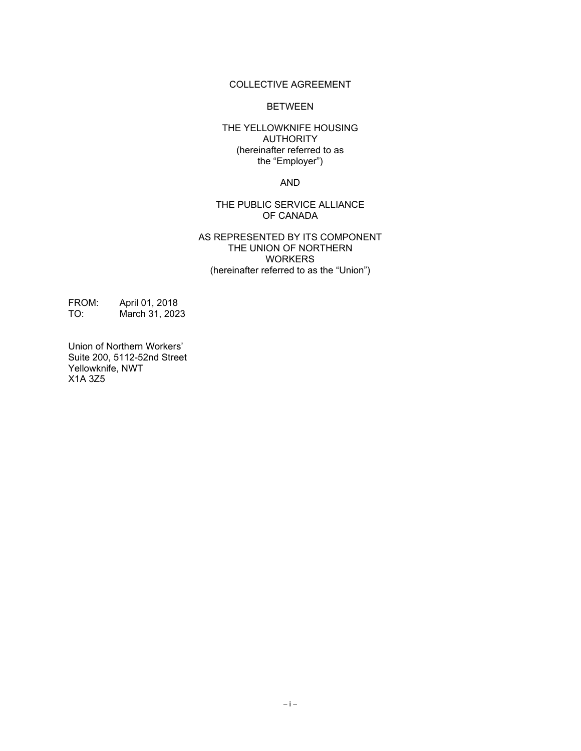COLLECTIVE AGREEMENT

BETWEEN

THE YELLOWKNIFE HOUSING AUTHORITY
(hereinafter referred to as the "Employer")

AND

THE PUBLIC SERVICE ALLIANCE OF CANADA

AS REPRESENTED BY ITS COMPONENT THE UNION OF NORTHERN WORKERS
(hereinafter referred to as the "Union")

FROM: April 01, 2018
TO: March 31, 2023

Union of Northern Workers'
Suite 200, 5112-52nd Street
Yellowknife, NWT
X1A 3Z5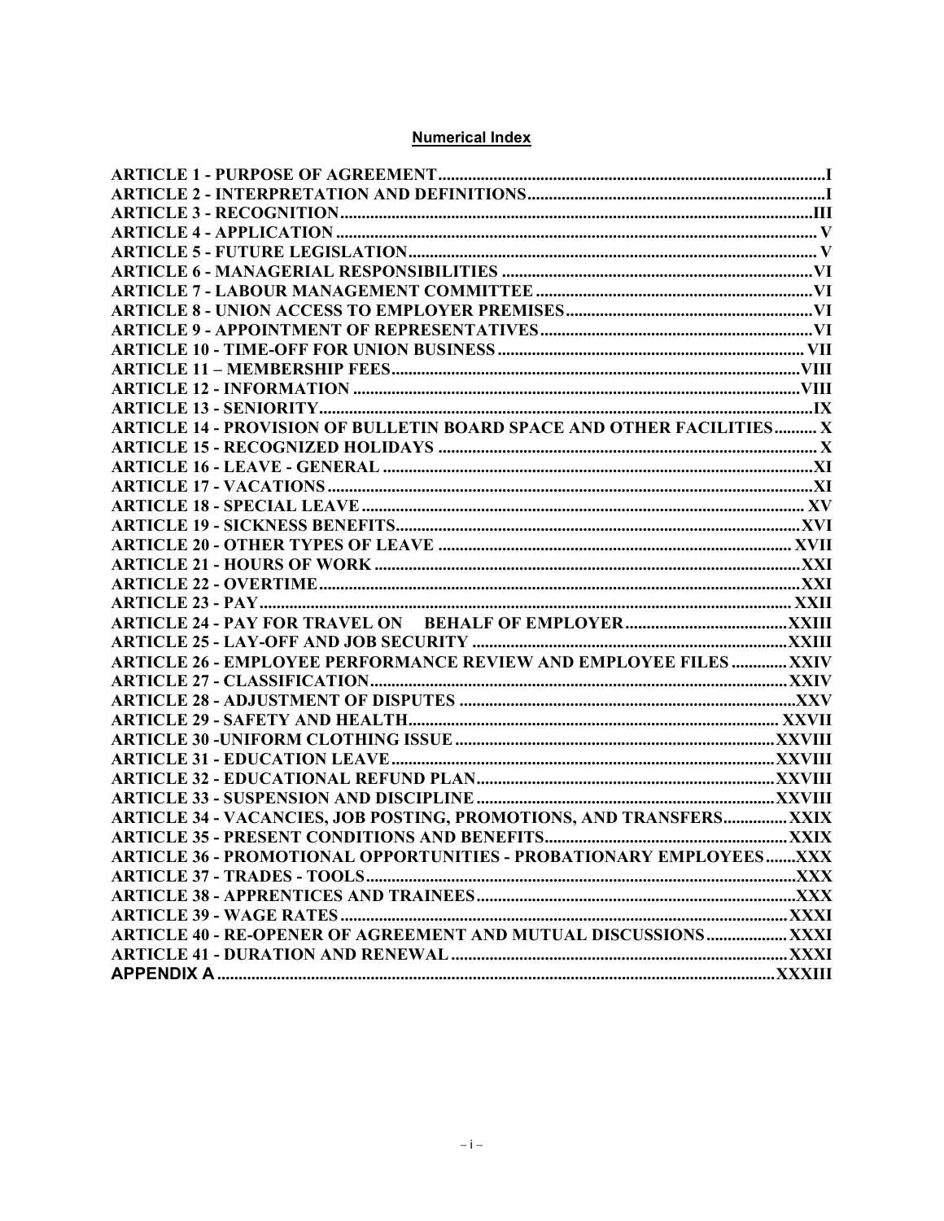## Numerical Index

| | |
|---|---|
| ARTICLE 1 - PURPOSE OF AGREEMENT | I |
| ARTICLE 2 - INTERPRETATION AND DEFINITIONS | I |
| ARTICLE 3 - RECOGNITION | III |
| ARTICLE 4 - APPLICATION | V |
| ARTICLE 5 - FUTURE LEGISLATION | V |
| ARTICLE 6 - MANAGERIAL RESPONSIBILITIES | VI |
| ARTICLE 7 - LABOUR MANAGEMENT COMMITTEE | VI |
| ARTICLE 8 - UNION ACCESS TO EMPLOYER PREMISES | VI |
| ARTICLE 9 - APPOINTMENT OF REPRESENTATIVES | VI |
| ARTICLE 10 - TIME-OFF FOR UNION BUSINESS | VII |
| ARTICLE 11 – MEMBERSHIP FEES | VIII |
| ARTICLE 12 - INFORMATION | VIII |
| ARTICLE 13 - SENIORITY | IX |
| ARTICLE 14 - PROVISION OF BULLETIN BOARD SPACE AND OTHER FACILITIES | X |
| ARTICLE 15 - RECOGNIZED HOLIDAYS | X |
| ARTICLE 16 - LEAVE - GENERAL | XI |
| ARTICLE 17 - VACATIONS | XI |
| ARTICLE 18 - SPECIAL LEAVE | XV |
| ARTICLE 19 - SICKNESS BENEFITS | XVI |
| ARTICLE 20 - OTHER TYPES OF LEAVE | XVII |
| ARTICLE 21 - HOURS OF WORK | XXI |
| ARTICLE 22 - OVERTIME | XXI |
| ARTICLE 23 - PAY | XXII |
| ARTICLE 24 - PAY FOR TRAVEL ON BEHALF OF EMPLOYER | XXIII |
| ARTICLE 25 - LAY-OFF AND JOB SECURITY | XXIII |
| ARTICLE 26 - EMPLOYEE PERFORMANCE REVIEW AND EMPLOYEE FILES | XXIV |
| ARTICLE 27 - CLASSIFICATION | XXIV |
| ARTICLE 28 - ADJUSTMENT OF DISPUTES | XXV |
| ARTICLE 29 - SAFETY AND HEALTH | XXVII |
| ARTICLE 30 -UNIFORM CLOTHING ISSUE | XXVIII |
| ARTICLE 31 - EDUCATION LEAVE | XXVIII |
| ARTICLE 32 - EDUCATIONAL REFUND PLAN | XXVIII |
| ARTICLE 33 - SUSPENSION AND DISCIPLINE | XXVIII |
| ARTICLE 34 - VACANCIES, JOB POSTING, PROMOTIONS, AND TRANSFERS | XXIX |
| ARTICLE 35 - PRESENT CONDITIONS AND BENEFITS | XXIX |
| ARTICLE 36 - PROMOTIONAL OPPORTUNITIES - PROBATIONARY EMPLOYEES | XXX |
| ARTICLE 37 - TRADES - TOOLS | XXX |
| ARTICLE 38 - APPRENTICES AND TRAINEES | XXX |
| ARTICLE 39 - WAGE RATES | XXXI |
| ARTICLE 40 - RE-OPENER OF AGREEMENT AND MUTUAL DISCUSSIONS | XXXI |
| ARTICLE 41 - DURATION AND RENEWAL | XXXI |
| APPENDIX A | XXXIII |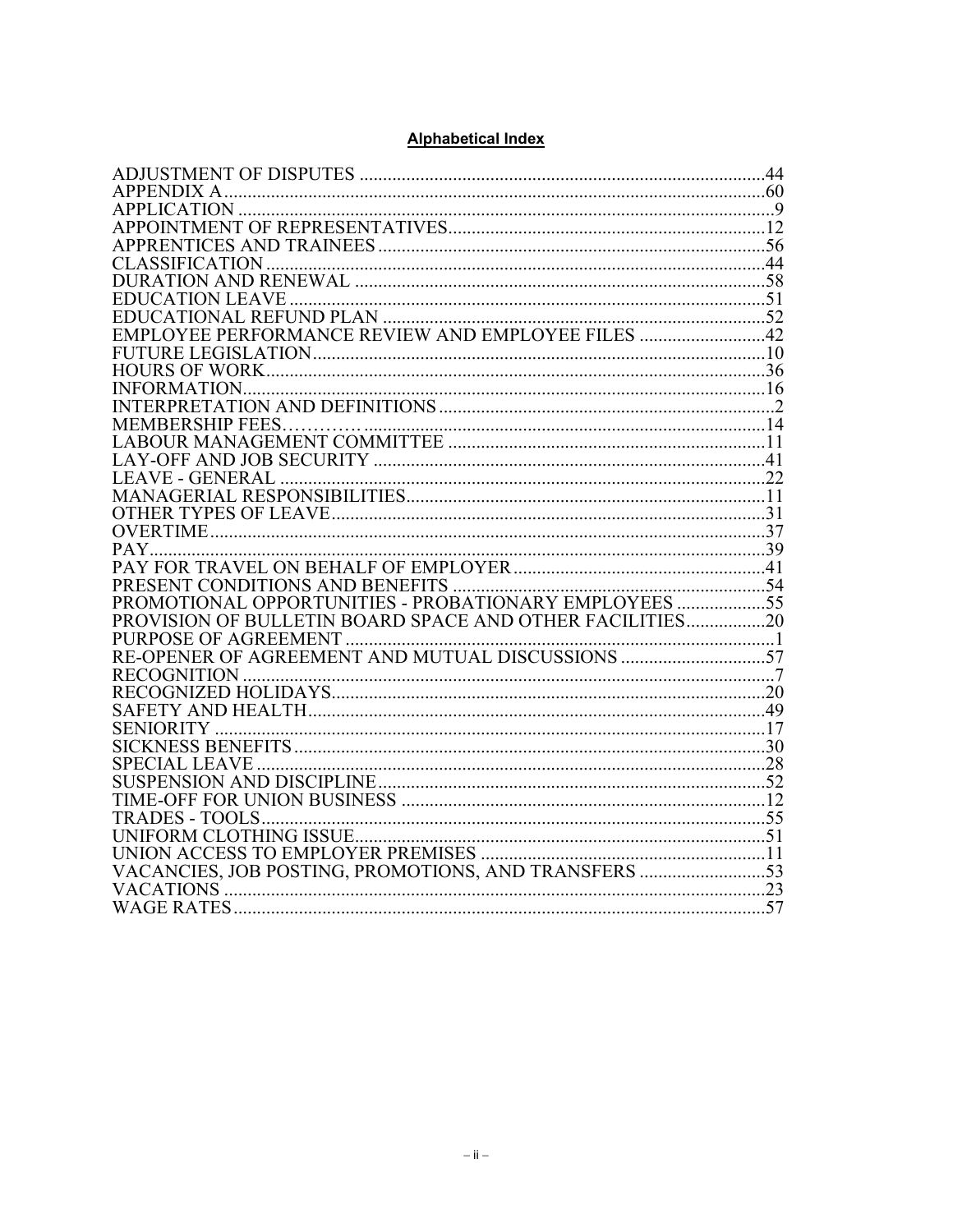**Alphabetical Index**

| | |
|---|---|
| ADJUSTMENT OF DISPUTES | 44 |
| APPENDIX A | 60 |
| APPLICATION | 9 |
| APPOINTMENT OF REPRESENTATIVES | 12 |
| APPRENTICES AND TRAINEES | 56 |
| CLASSIFICATION | 44 |
| DURATION AND RENEWAL | 58 |
| EDUCATION LEAVE | 51 |
| EDUCATIONAL REFUND PLAN | 52 |
| EMPLOYEE PERFORMANCE REVIEW AND EMPLOYEE FILES | 42 |
| FUTURE LEGISLATION | 10 |
| HOURS OF WORK | 36 |
| INFORMATION | 16 |
| INTERPRETATION AND DEFINITIONS | 2 |
| MEMBERSHIP FEES | 14 |
| LABOUR MANAGEMENT COMMITTEE | 11 |
| LAY-OFF AND JOB SECURITY | 41 |
| LEAVE - GENERAL | 22 |
| MANAGERIAL RESPONSIBILITIES | 11 |
| OTHER TYPES OF LEAVE | 31 |
| OVERTIME | 37 |
| PAY | 39 |
| PAY FOR TRAVEL ON BEHALF OF EMPLOYER | 41 |
| PRESENT CONDITIONS AND BENEFITS | 54 |
| PROMOTIONAL OPPORTUNITIES - PROBATIONARY EMPLOYEES | 55 |
| PROVISION OF BULLETIN BOARD SPACE AND OTHER FACILITIES | 20 |
| PURPOSE OF AGREEMENT | 1 |
| RE-OPENER OF AGREEMENT AND MUTUAL DISCUSSIONS | 57 |
| RECOGNITION | 7 |
| RECOGNIZED HOLIDAYS | 20 |
| SAFETY AND HEALTH | 49 |
| SENIORITY | 17 |
| SICKNESS BENEFITS | 30 |
| SPECIAL LEAVE | 28 |
| SUSPENSION AND DISCIPLINE | 52 |
| TIME-OFF FOR UNION BUSINESS | 12 |
| TRADES - TOOLS | 55 |
| UNIFORM CLOTHING ISSUE | 51 |
| UNION ACCESS TO EMPLOYER PREMISES | 11 |
| VACANCIES, JOB POSTING, PROMOTIONS, AND TRANSFERS | 53 |
| VACATIONS | 23 |
| WAGE RATES | 57 |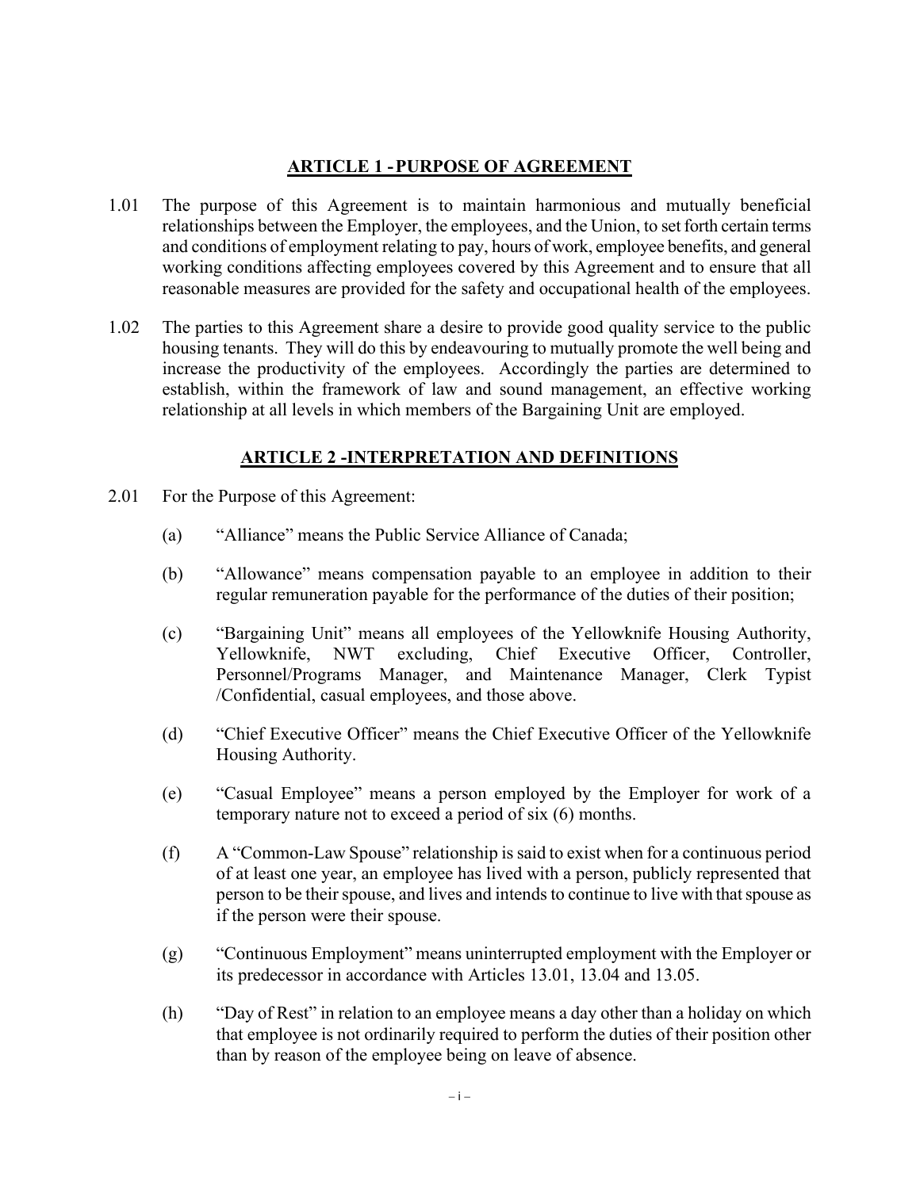## ARTICLE 1 - PURPOSE OF AGREEMENT

1.01 The purpose of this Agreement is to maintain harmonious and mutually beneficial relationships between the Employer, the employees, and the Union, to set forth certain terms and conditions of employment relating to pay, hours of work, employee benefits, and general working conditions affecting employees covered by this Agreement and to ensure that all reasonable measures are provided for the safety and occupational health of the employees.

1.02 The parties to this Agreement share a desire to provide good quality service to the public housing tenants. They will do this by endeavouring to mutually promote the well being and increase the productivity of the employees. Accordingly the parties are determined to establish, within the framework of law and sound management, an effective working relationship at all levels in which members of the Bargaining Unit are employed.

## ARTICLE 2 - INTERPRETATION AND DEFINITIONS

2.01 For the Purpose of this Agreement:

(a) "Alliance" means the Public Service Alliance of Canada;

(b) "Allowance" means compensation payable to an employee in addition to their regular remuneration payable for the performance of the duties of their position;

(c) "Bargaining Unit" means all employees of the Yellowknife Housing Authority, Yellowknife, NWT excluding, Chief Executive Officer, Controller, Personnel/Programs Manager, and Maintenance Manager, Clerk Typist /Confidential, casual employees, and those above.

(d) "Chief Executive Officer" means the Chief Executive Officer of the Yellowknife Housing Authority.

(e) "Casual Employee" means a person employed by the Employer for work of a temporary nature not to exceed a period of six (6) months.

(f) A "Common-Law Spouse" relationship is said to exist when for a continuous period of at least one year, an employee has lived with a person, publicly represented that person to be their spouse, and lives and intends to continue to live with that spouse as if the person were their spouse.

(g) "Continuous Employment" means uninterrupted employment with the Employer or its predecessor in accordance with Articles 13.01, 13.04 and 13.05.

(h) "Day of Rest" in relation to an employee means a day other than a holiday on which that employee is not ordinarily required to perform the duties of their position other than by reason of the employee being on leave of absence.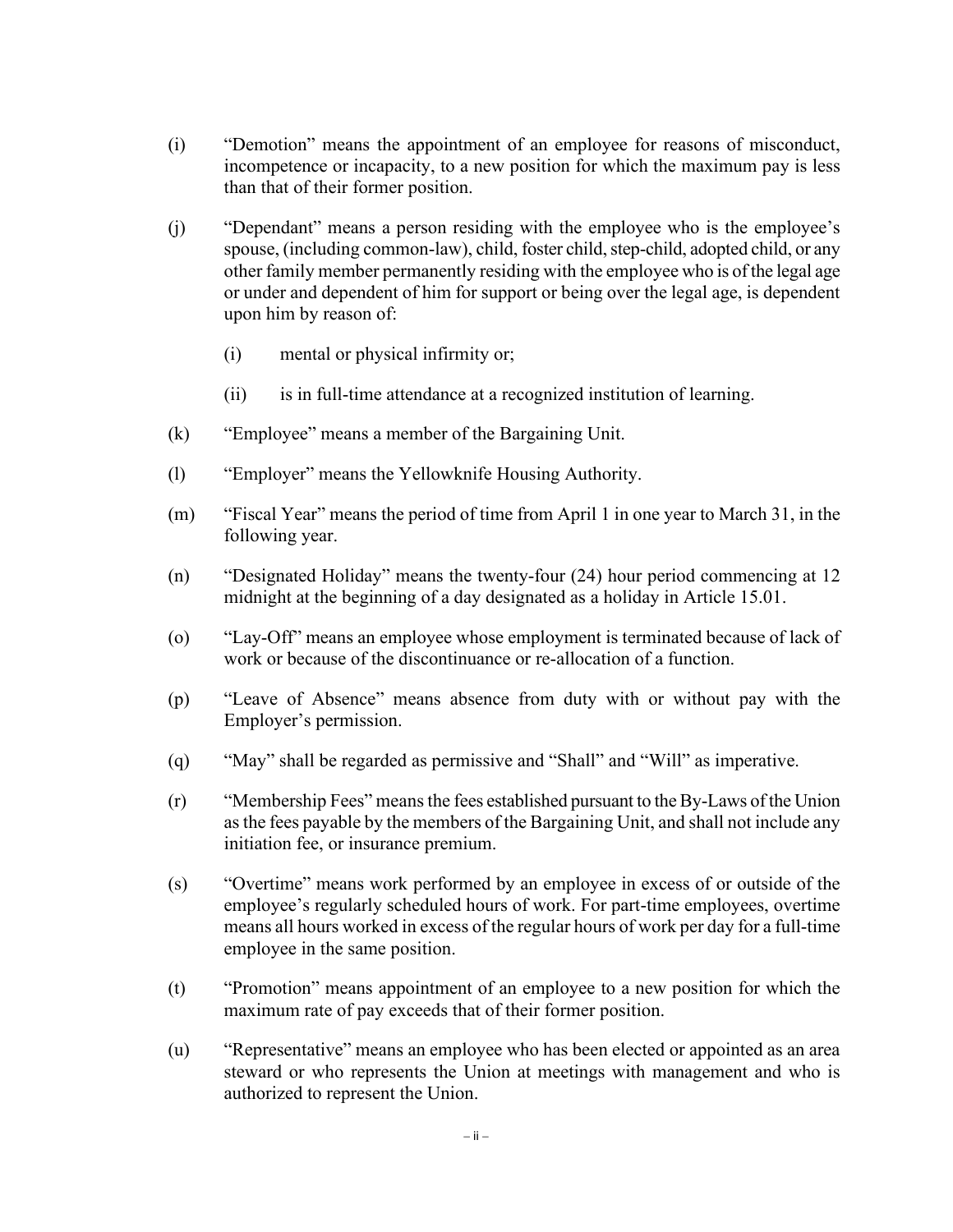(i) "Demotion" means the appointment of an employee for reasons of misconduct, incompetence or incapacity, to a new position for which the maximum pay is less than that of their former position.

(j) "Dependant" means a person residing with the employee who is the employee's spouse, (including common-law), child, foster child, step-child, adopted child, or any other family member permanently residing with the employee who is of the legal age or under and dependent of him for support or being over the legal age, is dependent upon him by reason of:

  (i) mental or physical infirmity or;

  (ii) is in full-time attendance at a recognized institution of learning.

(k) "Employee" means a member of the Bargaining Unit.

(l) "Employer" means the Yellowknife Housing Authority.

(m) "Fiscal Year" means the period of time from April 1 in one year to March 31, in the following year.

(n) "Designated Holiday" means the twenty-four (24) hour period commencing at 12 midnight at the beginning of a day designated as a holiday in Article 15.01.

(o) "Lay-Off" means an employee whose employment is terminated because of lack of work or because of the discontinuance or re-allocation of a function.

(p) "Leave of Absence" means absence from duty with or without pay with the Employer's permission.

(q) "May" shall be regarded as permissive and "Shall" and "Will" as imperative.

(r) "Membership Fees" means the fees established pursuant to the By-Laws of the Union as the fees payable by the members of the Bargaining Unit, and shall not include any initiation fee, or insurance premium.

(s) "Overtime" means work performed by an employee in excess of or outside of the employee's regularly scheduled hours of work. For part-time employees, overtime means all hours worked in excess of the regular hours of work per day for a full-time employee in the same position.

(t) "Promotion" means appointment of an employee to a new position for which the maximum rate of pay exceeds that of their former position.

(u) "Representative" means an employee who has been elected or appointed as an area steward or who represents the Union at meetings with management and who is authorized to represent the Union.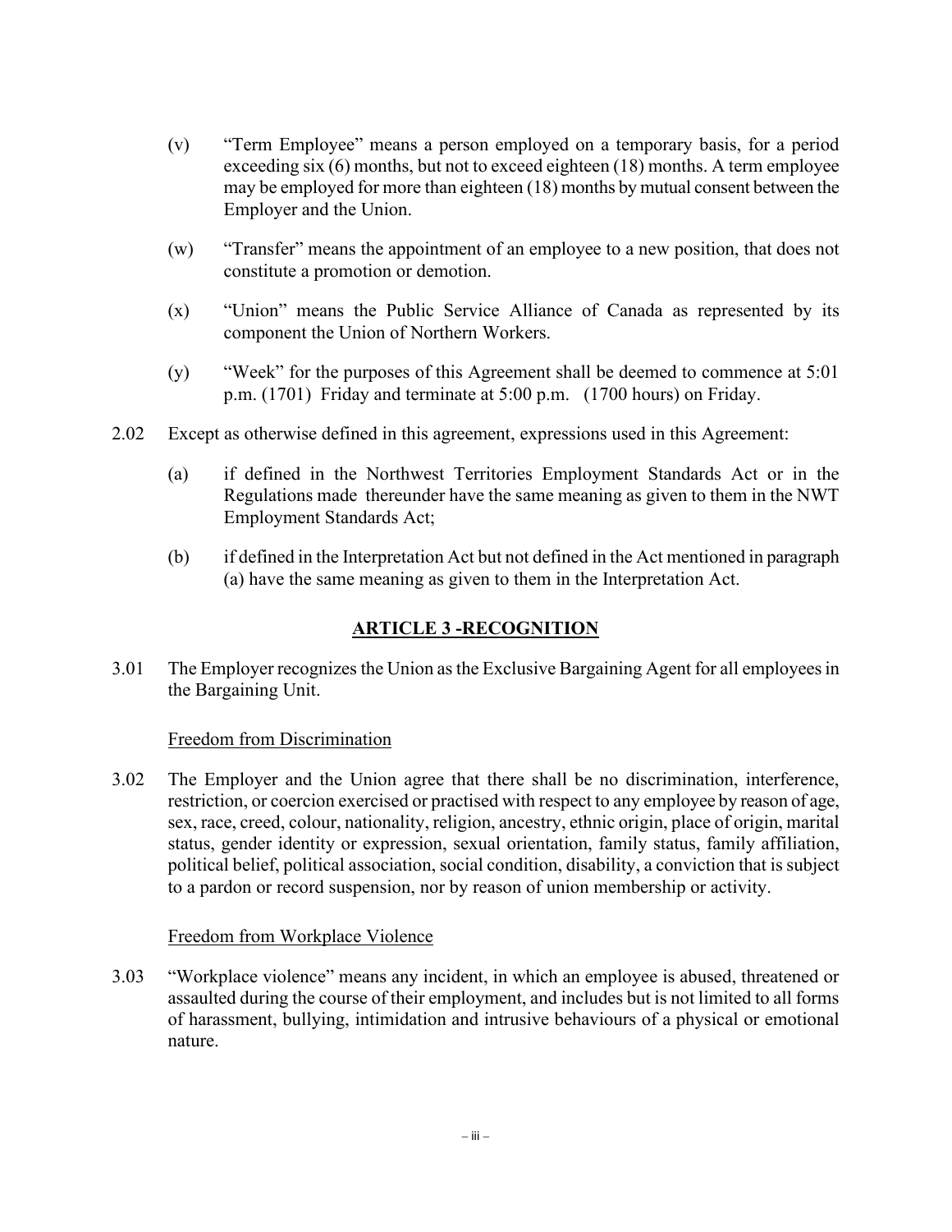(v) "Term Employee" means a person employed on a temporary basis, for a period exceeding six (6) months, but not to exceed eighteen (18) months. A term employee may be employed for more than eighteen (18) months by mutual consent between the Employer and the Union.

(w) "Transfer" means the appointment of an employee to a new position, that does not constitute a promotion or demotion.

(x) "Union" means the Public Service Alliance of Canada as represented by its component the Union of Northern Workers.

(y) "Week" for the purposes of this Agreement shall be deemed to commence at 5:01 p.m. (1701) Friday and terminate at 5:00 p.m. (1700 hours) on Friday.

2.02 Except as otherwise defined in this agreement, expressions used in this Agreement:

(a) if defined in the Northwest Territories Employment Standards Act or in the Regulations made thereunder have the same meaning as given to them in the NWT Employment Standards Act;

(b) if defined in the Interpretation Act but not defined in the Act mentioned in paragraph (a) have the same meaning as given to them in the Interpretation Act.

## ARTICLE 3 -RECOGNITION

3.01 The Employer recognizes the Union as the Exclusive Bargaining Agent for all employees in the Bargaining Unit.

Freedom from Discrimination

3.02 The Employer and the Union agree that there shall be no discrimination, interference, restriction, or coercion exercised or practised with respect to any employee by reason of age, sex, race, creed, colour, nationality, religion, ancestry, ethnic origin, place of origin, marital status, gender identity or expression, sexual orientation, family status, family affiliation, political belief, political association, social condition, disability, a conviction that is subject to a pardon or record suspension, nor by reason of union membership or activity.

Freedom from Workplace Violence

3.03 "Workplace violence" means any incident, in which an employee is abused, threatened or assaulted during the course of their employment, and includes but is not limited to all forms of harassment, bullying, intimidation and intrusive behaviours of a physical or emotional nature.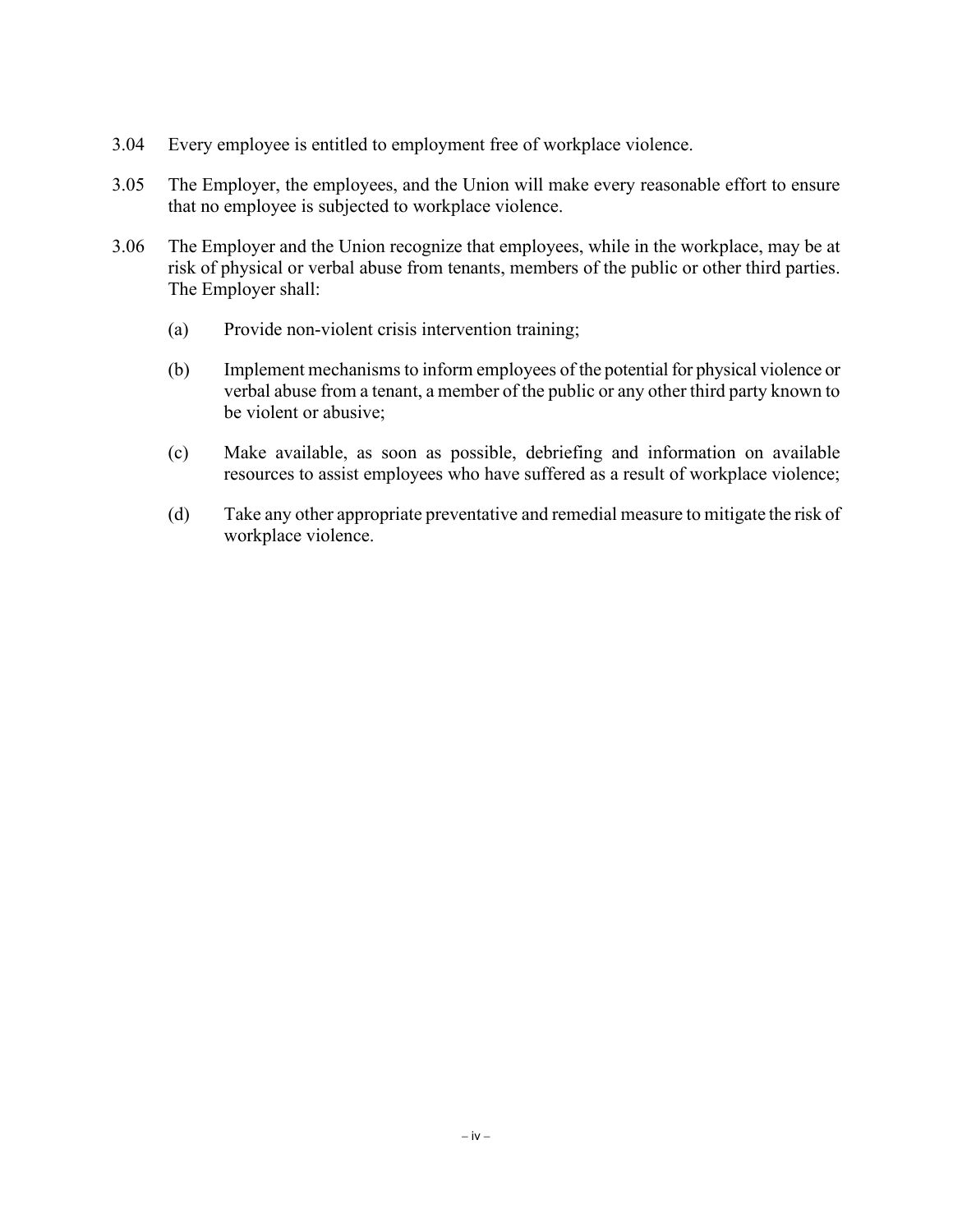3.04 Every employee is entitled to employment free of workplace violence.

3.05 The Employer, the employees, and the Union will make every reasonable effort to ensure that no employee is subjected to workplace violence.

3.06 The Employer and the Union recognize that employees, while in the workplace, may be at risk of physical or verbal abuse from tenants, members of the public or other third parties. The Employer shall:

(a) Provide non-violent crisis intervention training;

(b) Implement mechanisms to inform employees of the potential for physical violence or verbal abuse from a tenant, a member of the public or any other third party known to be violent or abusive;

(c) Make available, as soon as possible, debriefing and information on available resources to assist employees who have suffered as a result of workplace violence;

(d) Take any other appropriate preventative and remedial measure to mitigate the risk of workplace violence.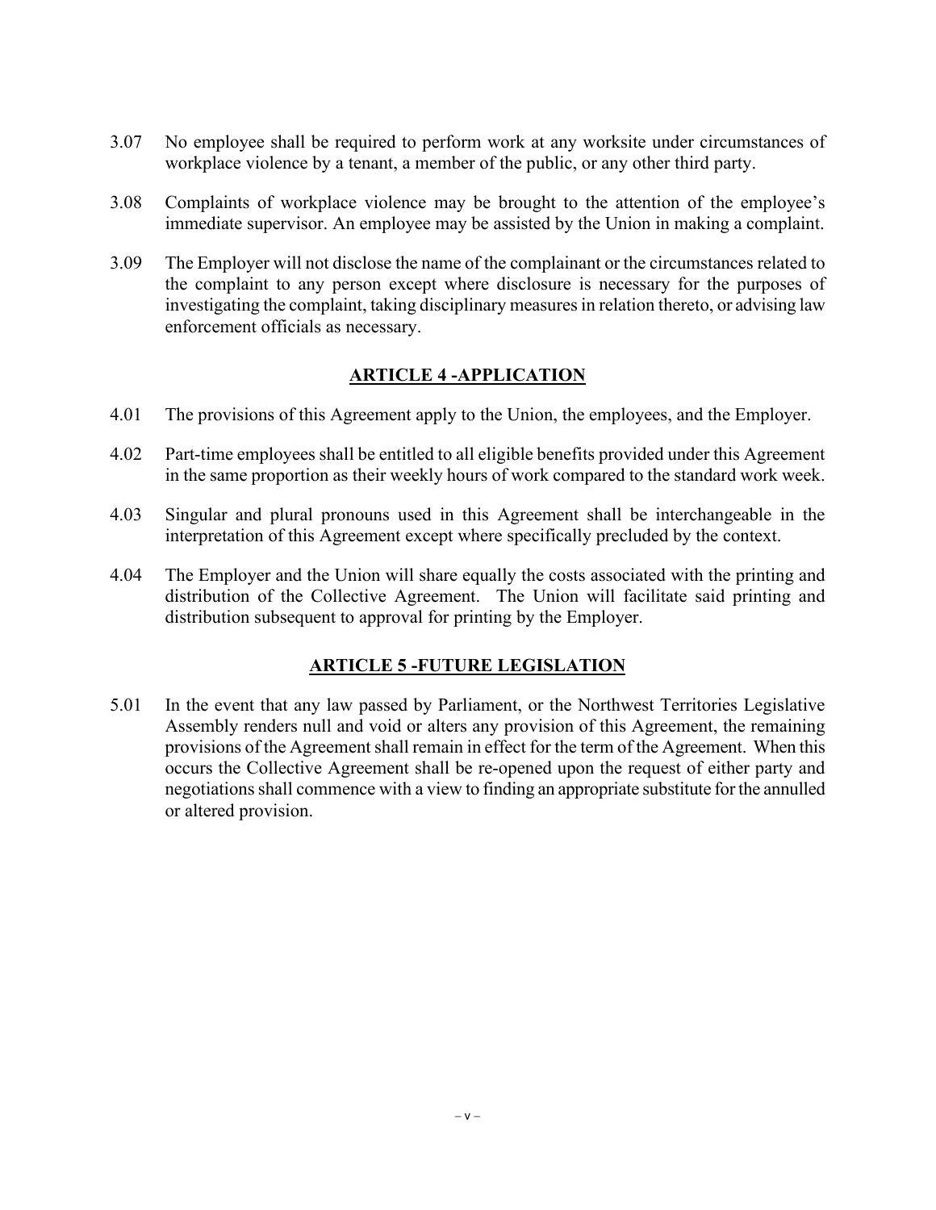3.07 No employee shall be required to perform work at any worksite under circumstances of workplace violence by a tenant, a member of the public, or any other third party.

3.08 Complaints of workplace violence may be brought to the attention of the employee's immediate supervisor. An employee may be assisted by the Union in making a complaint.

3.09 The Employer will not disclose the name of the complainant or the circumstances related to the complaint to any person except where disclosure is necessary for the purposes of investigating the complaint, taking disciplinary measures in relation thereto, or advising law enforcement officials as necessary.

## ARTICLE 4 -APPLICATION

4.01 The provisions of this Agreement apply to the Union, the employees, and the Employer.

4.02 Part-time employees shall be entitled to all eligible benefits provided under this Agreement in the same proportion as their weekly hours of work compared to the standard work week.

4.03 Singular and plural pronouns used in this Agreement shall be interchangeable in the interpretation of this Agreement except where specifically precluded by the context.

4.04 The Employer and the Union will share equally the costs associated with the printing and distribution of the Collective Agreement. The Union will facilitate said printing and distribution subsequent to approval for printing by the Employer.

## ARTICLE 5 -FUTURE LEGISLATION

5.01 In the event that any law passed by Parliament, or the Northwest Territories Legislative Assembly renders null and void or alters any provision of this Agreement, the remaining provisions of the Agreement shall remain in effect for the term of the Agreement. When this occurs the Collective Agreement shall be re-opened upon the request of either party and negotiations shall commence with a view to finding an appropriate substitute for the annulled or altered provision.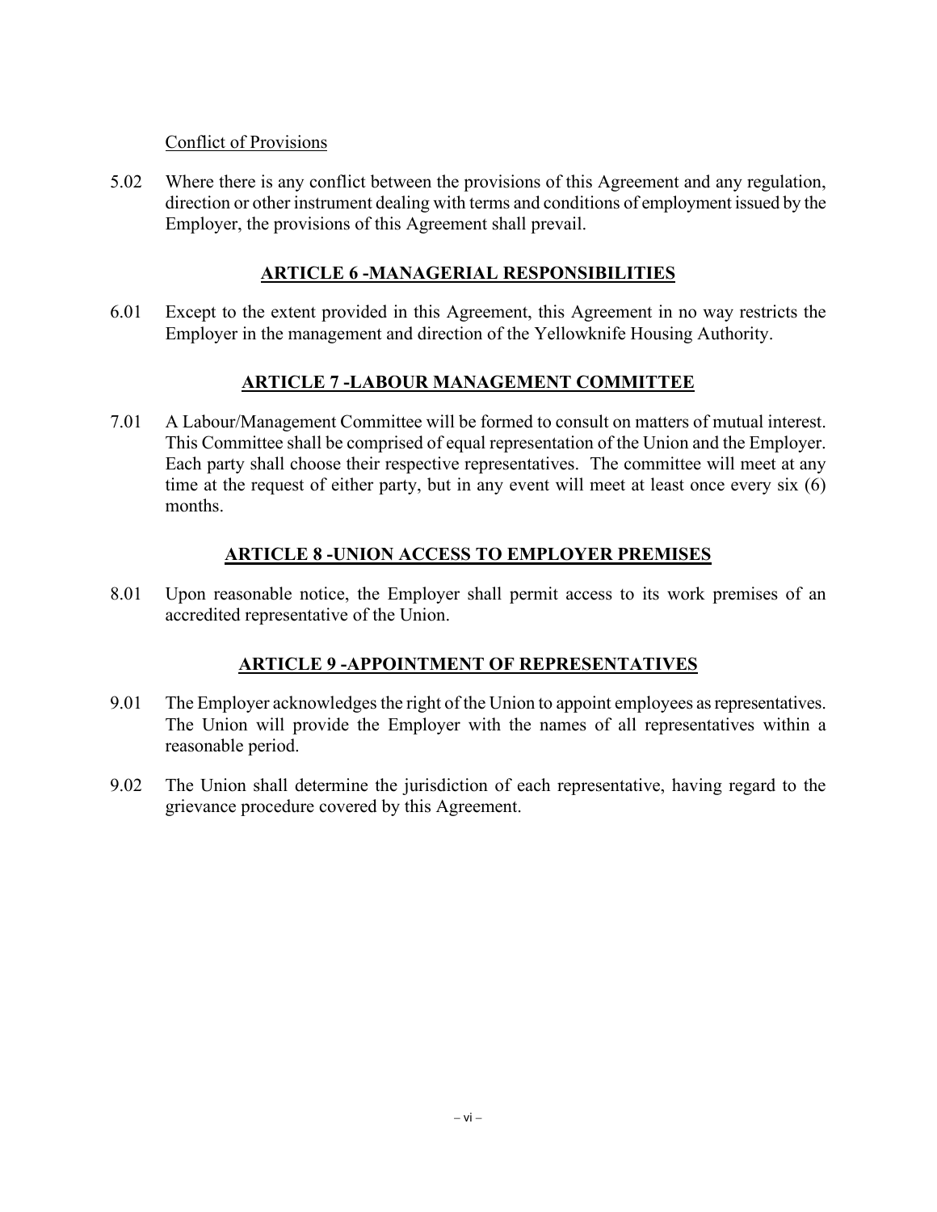Conflict of Provisions

5.02 Where there is any conflict between the provisions of this Agreement and any regulation, direction or other instrument dealing with terms and conditions of employment issued by the Employer, the provisions of this Agreement shall prevail.

## ARTICLE 6 -MANAGERIAL RESPONSIBILITIES

6.01 Except to the extent provided in this Agreement, this Agreement in no way restricts the Employer in the management and direction of the Yellowknife Housing Authority.

## ARTICLE 7 -LABOUR MANAGEMENT COMMITTEE

7.01 A Labour/Management Committee will be formed to consult on matters of mutual interest. This Committee shall be comprised of equal representation of the Union and the Employer. Each party shall choose their respective representatives. The committee will meet at any time at the request of either party, but in any event will meet at least once every six (6) months.

## ARTICLE 8 -UNION ACCESS TO EMPLOYER PREMISES

8.01 Upon reasonable notice, the Employer shall permit access to its work premises of an accredited representative of the Union.

## ARTICLE 9 -APPOINTMENT OF REPRESENTATIVES

9.01 The Employer acknowledges the right of the Union to appoint employees as representatives. The Union will provide the Employer with the names of all representatives within a reasonable period.

9.02 The Union shall determine the jurisdiction of each representative, having regard to the grievance procedure covered by this Agreement.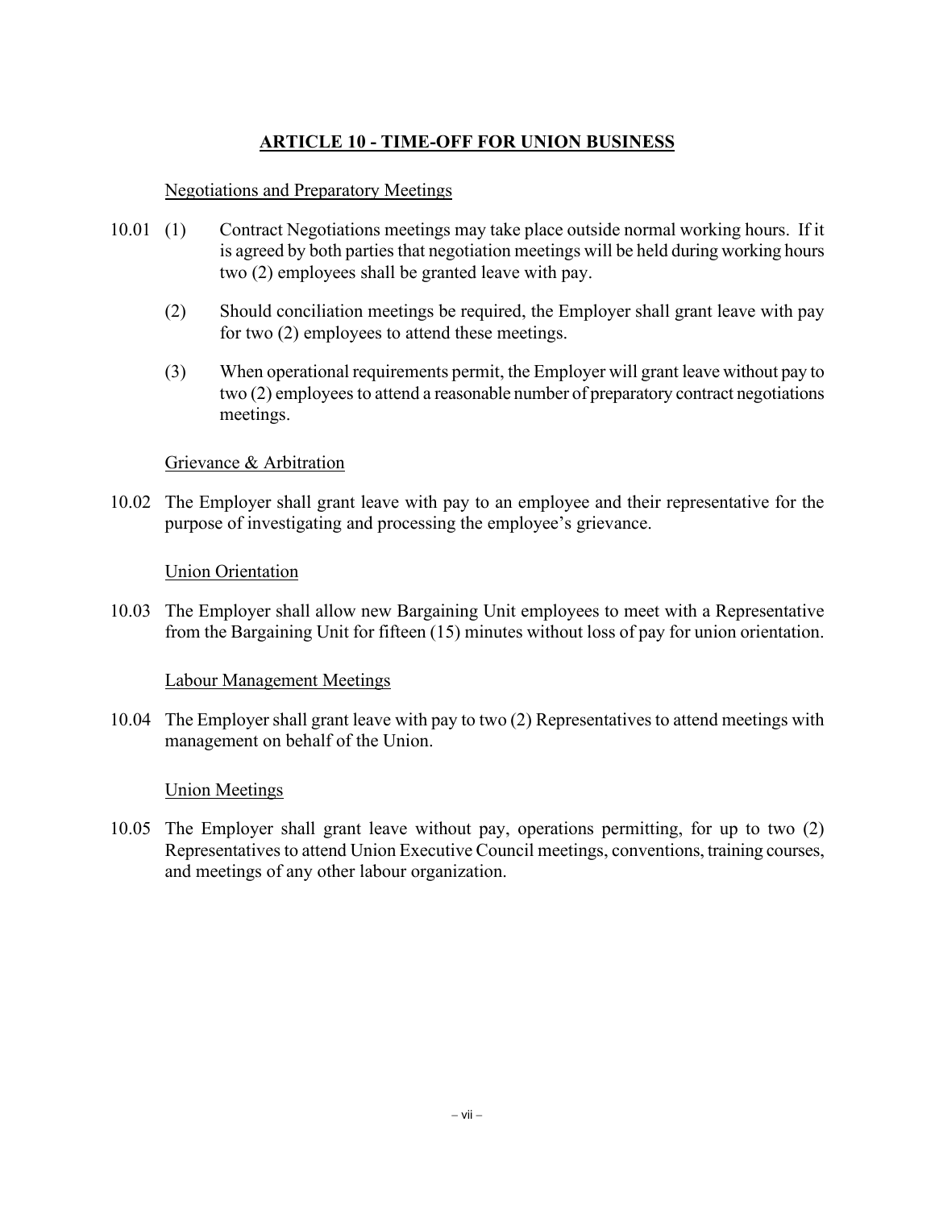## ARTICLE 10 - TIME-OFF FOR UNION BUSINESS

Negotiations and Preparatory Meetings

10.01 (1) Contract Negotiations meetings may take place outside normal working hours. If it is agreed by both parties that negotiation meetings will be held during working hours two (2) employees shall be granted leave with pay.

(2) Should conciliation meetings be required, the Employer shall grant leave with pay for two (2) employees to attend these meetings.

(3) When operational requirements permit, the Employer will grant leave without pay to two (2) employees to attend a reasonable number of preparatory contract negotiations meetings.

Grievance & Arbitration

10.02 The Employer shall grant leave with pay to an employee and their representative for the purpose of investigating and processing the employee's grievance.

Union Orientation

10.03 The Employer shall allow new Bargaining Unit employees to meet with a Representative from the Bargaining Unit for fifteen (15) minutes without loss of pay for union orientation.

Labour Management Meetings

10.04 The Employer shall grant leave with pay to two (2) Representatives to attend meetings with management on behalf of the Union.

Union Meetings

10.05 The Employer shall grant leave without pay, operations permitting, for up to two (2) Representatives to attend Union Executive Council meetings, conventions, training courses, and meetings of any other labour organization.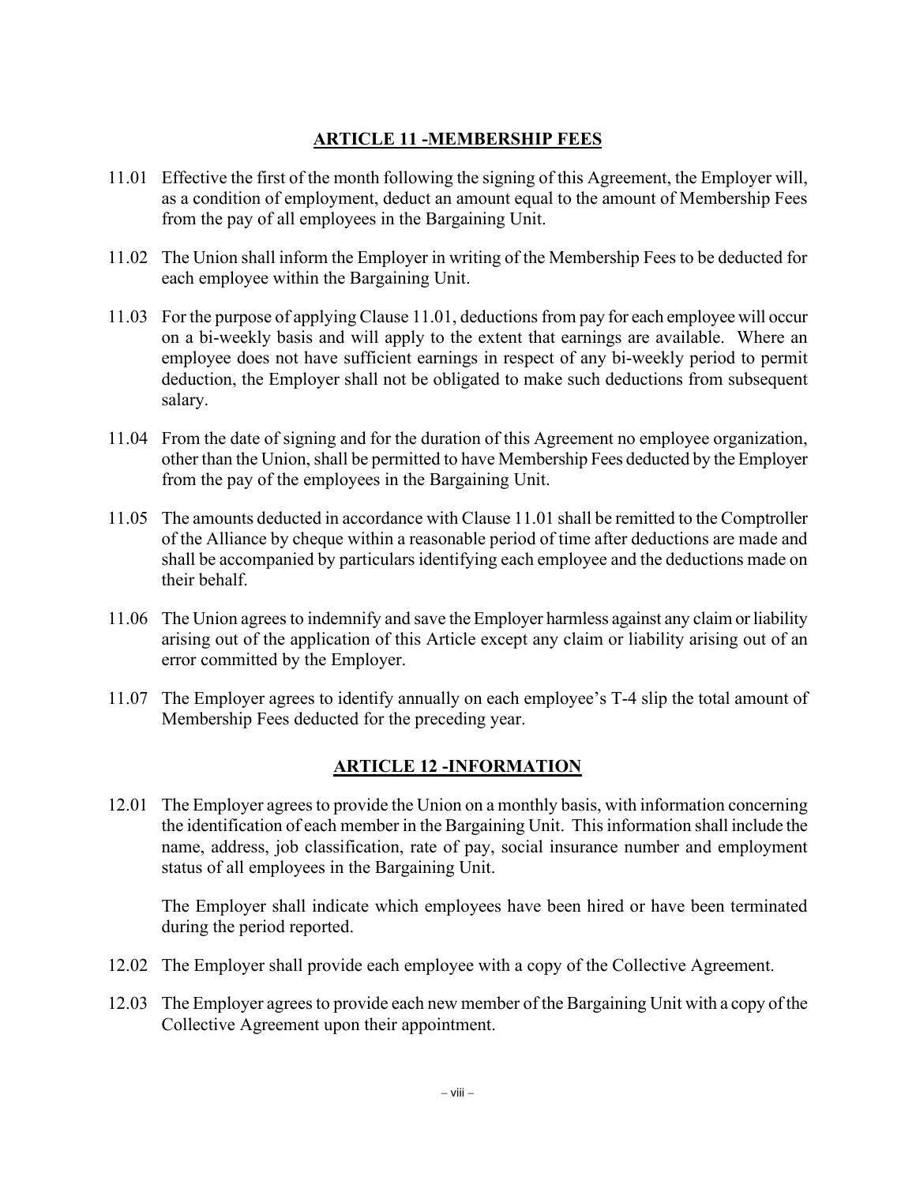## ARTICLE 11 -MEMBERSHIP FEES

11.01 Effective the first of the month following the signing of this Agreement, the Employer will, as a condition of employment, deduct an amount equal to the amount of Membership Fees from the pay of all employees in the Bargaining Unit.

11.02 The Union shall inform the Employer in writing of the Membership Fees to be deducted for each employee within the Bargaining Unit.

11.03 For the purpose of applying Clause 11.01, deductions from pay for each employee will occur on a bi-weekly basis and will apply to the extent that earnings are available. Where an employee does not have sufficient earnings in respect of any bi-weekly period to permit deduction, the Employer shall not be obligated to make such deductions from subsequent salary.

11.04 From the date of signing and for the duration of this Agreement no employee organization, other than the Union, shall be permitted to have Membership Fees deducted by the Employer from the pay of the employees in the Bargaining Unit.

11.05 The amounts deducted in accordance with Clause 11.01 shall be remitted to the Comptroller of the Alliance by cheque within a reasonable period of time after deductions are made and shall be accompanied by particulars identifying each employee and the deductions made on their behalf.

11.06 The Union agrees to indemnify and save the Employer harmless against any claim or liability arising out of the application of this Article except any claim or liability arising out of an error committed by the Employer.

11.07 The Employer agrees to identify annually on each employee's T-4 slip the total amount of Membership Fees deducted for the preceding year.

## ARTICLE 12 -INFORMATION

12.01 The Employer agrees to provide the Union on a monthly basis, with information concerning the identification of each member in the Bargaining Unit. This information shall include the name, address, job classification, rate of pay, social insurance number and employment status of all employees in the Bargaining Unit.

The Employer shall indicate which employees have been hired or have been terminated during the period reported.

12.02 The Employer shall provide each employee with a copy of the Collective Agreement.

12.03 The Employer agrees to provide each new member of the Bargaining Unit with a copy of the Collective Agreement upon their appointment.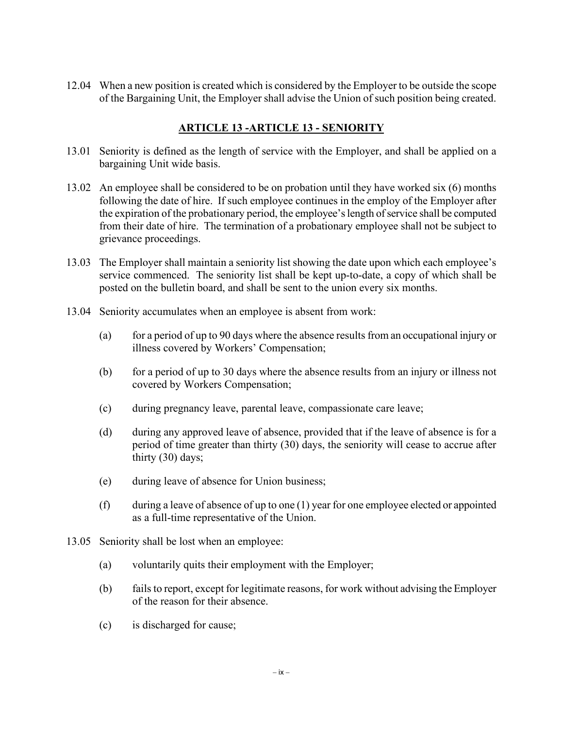12.04 When a new position is created which is considered by the Employer to be outside the scope of the Bargaining Unit, the Employer shall advise the Union of such position being created.

## ARTICLE 13 -ARTICLE 13 - SENIORITY

13.01 Seniority is defined as the length of service with the Employer, and shall be applied on a bargaining Unit wide basis.

13.02 An employee shall be considered to be on probation until they have worked six (6) months following the date of hire. If such employee continues in the employ of the Employer after the expiration of the probationary period, the employee's length of service shall be computed from their date of hire. The termination of a probationary employee shall not be subject to grievance proceedings.

13.03 The Employer shall maintain a seniority list showing the date upon which each employee's service commenced. The seniority list shall be kept up-to-date, a copy of which shall be posted on the bulletin board, and shall be sent to the union every six months.

13.04 Seniority accumulates when an employee is absent from work:

(a) for a period of up to 90 days where the absence results from an occupational injury or illness covered by Workers' Compensation;

(b) for a period of up to 30 days where the absence results from an injury or illness not covered by Workers Compensation;

(c) during pregnancy leave, parental leave, compassionate care leave;

(d) during any approved leave of absence, provided that if the leave of absence is for a period of time greater than thirty (30) days, the seniority will cease to accrue after thirty (30) days;

(e) during leave of absence for Union business;

(f) during a leave of absence of up to one (1) year for one employee elected or appointed as a full-time representative of the Union.

13.05 Seniority shall be lost when an employee:

(a) voluntarily quits their employment with the Employer;

(b) fails to report, except for legitimate reasons, for work without advising the Employer of the reason for their absence.

(c) is discharged for cause;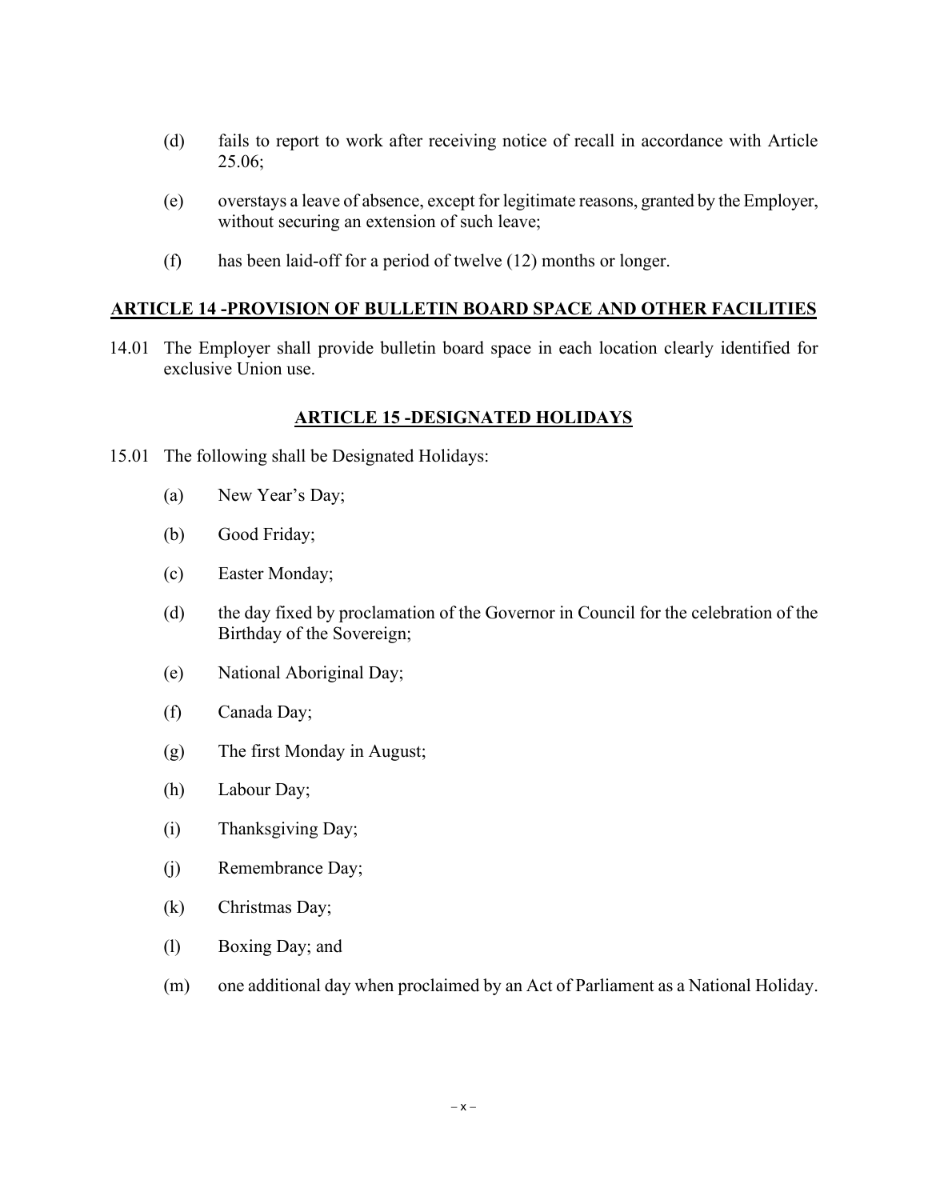(d) fails to report to work after receiving notice of recall in accordance with Article 25.06;

(e) overstays a leave of absence, except for legitimate reasons, granted by the Employer, without securing an extension of such leave;

(f) has been laid-off for a period of twelve (12) months or longer.

## ARTICLE 14 -PROVISION OF BULLETIN BOARD SPACE AND OTHER FACILITIES

14.01 The Employer shall provide bulletin board space in each location clearly identified for exclusive Union use.

## ARTICLE 15 -DESIGNATED HOLIDAYS

15.01 The following shall be Designated Holidays:

(a) New Year's Day;

(b) Good Friday;

(c) Easter Monday;

(d) the day fixed by proclamation of the Governor in Council for the celebration of the Birthday of the Sovereign;

(e) National Aboriginal Day;

(f) Canada Day;

(g) The first Monday in August;

(h) Labour Day;

(i) Thanksgiving Day;

(j) Remembrance Day;

(k) Christmas Day;

(l) Boxing Day; and

(m) one additional day when proclaimed by an Act of Parliament as a National Holiday.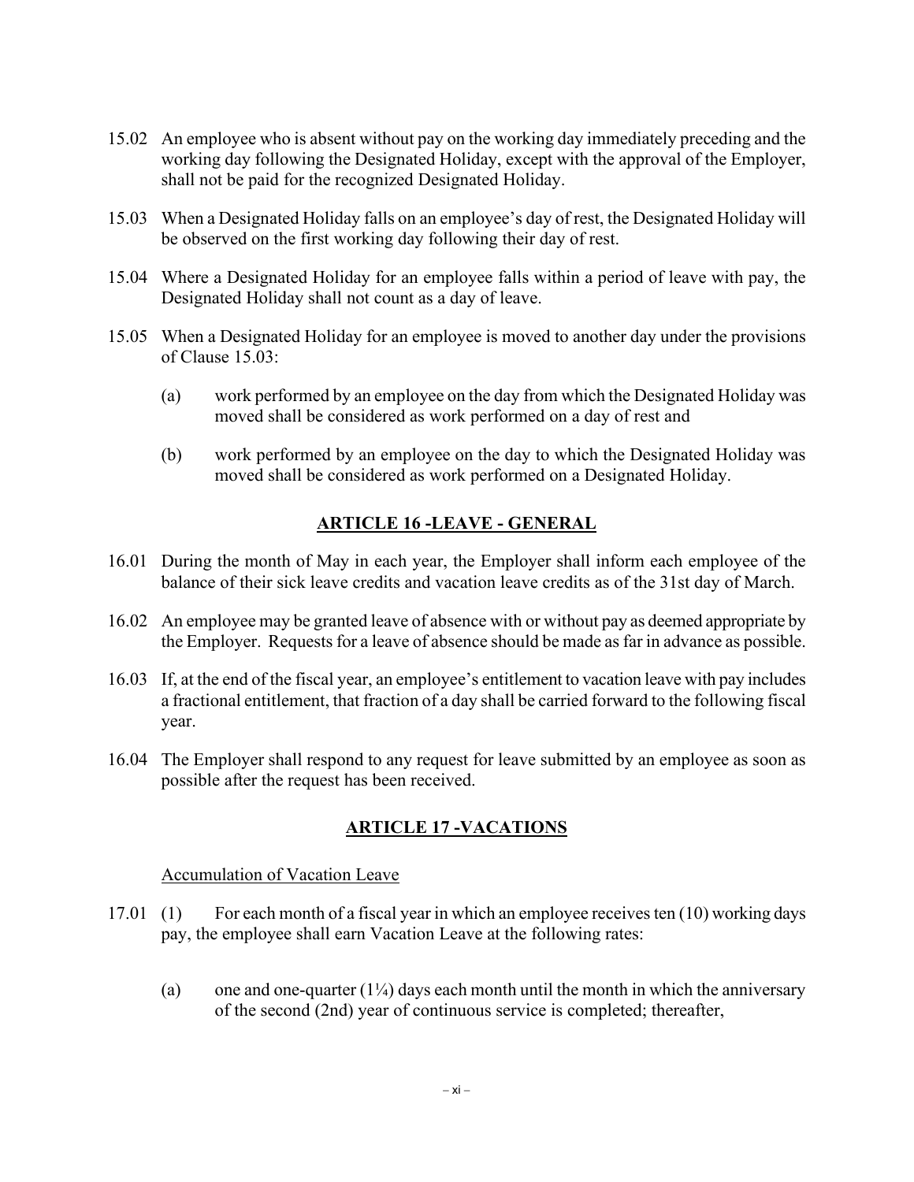15.02 An employee who is absent without pay on the working day immediately preceding and the working day following the Designated Holiday, except with the approval of the Employer, shall not be paid for the recognized Designated Holiday.

15.03 When a Designated Holiday falls on an employee's day of rest, the Designated Holiday will be observed on the first working day following their day of rest.

15.04 Where a Designated Holiday for an employee falls within a period of leave with pay, the Designated Holiday shall not count as a day of leave.

15.05 When a Designated Holiday for an employee is moved to another day under the provisions of Clause 15.03:

(a) work performed by an employee on the day from which the Designated Holiday was moved shall be considered as work performed on a day of rest and

(b) work performed by an employee on the day to which the Designated Holiday was moved shall be considered as work performed on a Designated Holiday.

## ARTICLE 16 -LEAVE - GENERAL

16.01 During the month of May in each year, the Employer shall inform each employee of the balance of their sick leave credits and vacation leave credits as of the 31st day of March.

16.02 An employee may be granted leave of absence with or without pay as deemed appropriate by the Employer. Requests for a leave of absence should be made as far in advance as possible.

16.03 If, at the end of the fiscal year, an employee's entitlement to vacation leave with pay includes a fractional entitlement, that fraction of a day shall be carried forward to the following fiscal year.

16.04 The Employer shall respond to any request for leave submitted by an employee as soon as possible after the request has been received.

## ARTICLE 17 -VACATIONS

Accumulation of Vacation Leave

17.01 (1) For each month of a fiscal year in which an employee receives ten (10) working days pay, the employee shall earn Vacation Leave at the following rates:

(a) one and one-quarter (1¼) days each month until the month in which the anniversary of the second (2nd) year of continuous service is completed; thereafter,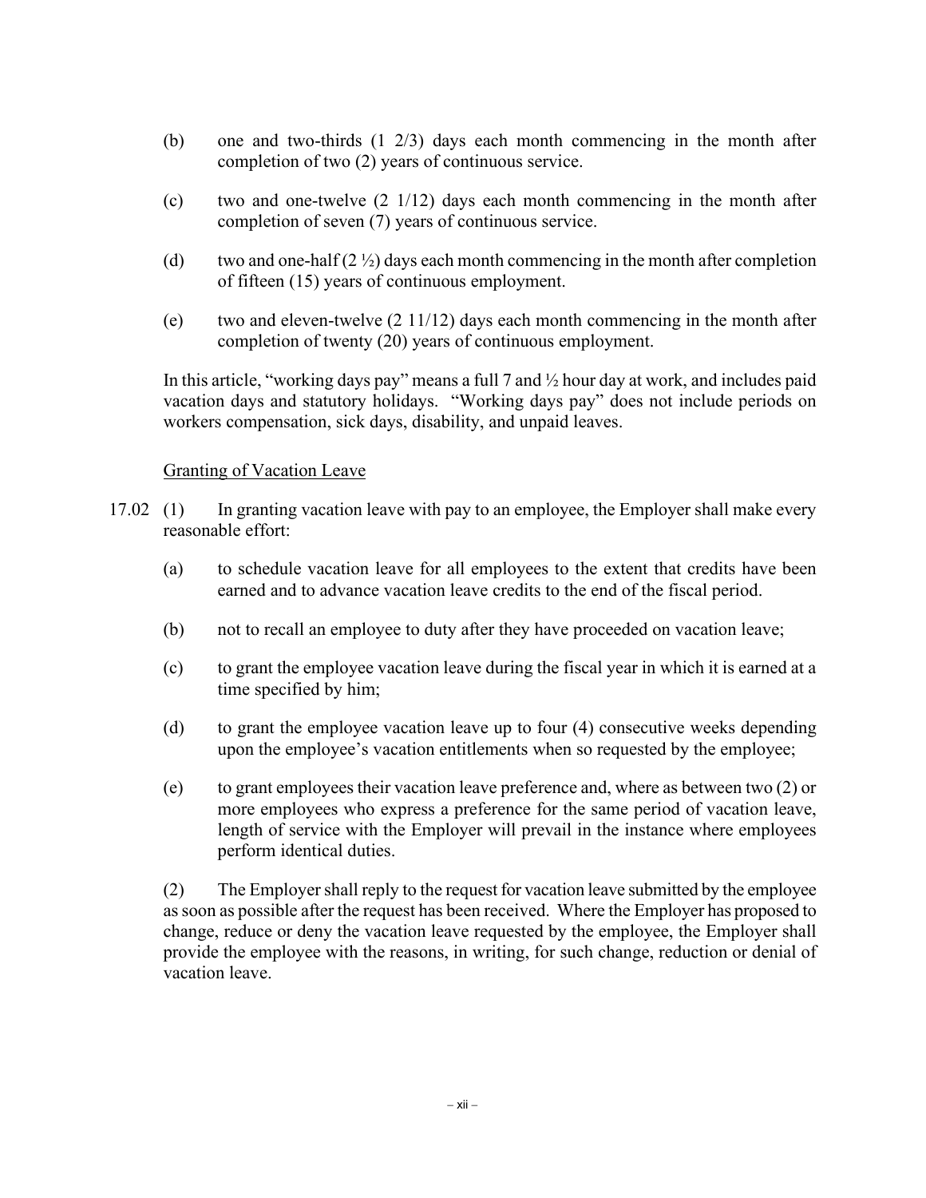(b) one and two-thirds (1 2/3) days each month commencing in the month after completion of two (2) years of continuous service.

(c) two and one-twelve (2 1/12) days each month commencing in the month after completion of seven (7) years of continuous service.

(d) two and one-half (2 ½) days each month commencing in the month after completion of fifteen (15) years of continuous employment.

(e) two and eleven-twelve (2 11/12) days each month commencing in the month after completion of twenty (20) years of continuous employment.

In this article, "working days pay" means a full 7 and ½ hour day at work, and includes paid vacation days and statutory holidays. "Working days pay" does not include periods on workers compensation, sick days, disability, and unpaid leaves.

<u>Granting of Vacation Leave</u>

17.02 (1) In granting vacation leave with pay to an employee, the Employer shall make every reasonable effort:

(a) to schedule vacation leave for all employees to the extent that credits have been earned and to advance vacation leave credits to the end of the fiscal period.

(b) not to recall an employee to duty after they have proceeded on vacation leave;

(c) to grant the employee vacation leave during the fiscal year in which it is earned at a time specified by him;

(d) to grant the employee vacation leave up to four (4) consecutive weeks depending upon the employee's vacation entitlements when so requested by the employee;

(e) to grant employees their vacation leave preference and, where as between two (2) or more employees who express a preference for the same period of vacation leave, length of service with the Employer will prevail in the instance where employees perform identical duties.

(2) The Employer shall reply to the request for vacation leave submitted by the employee as soon as possible after the request has been received. Where the Employer has proposed to change, reduce or deny the vacation leave requested by the employee, the Employer shall provide the employee with the reasons, in writing, for such change, reduction or denial of vacation leave.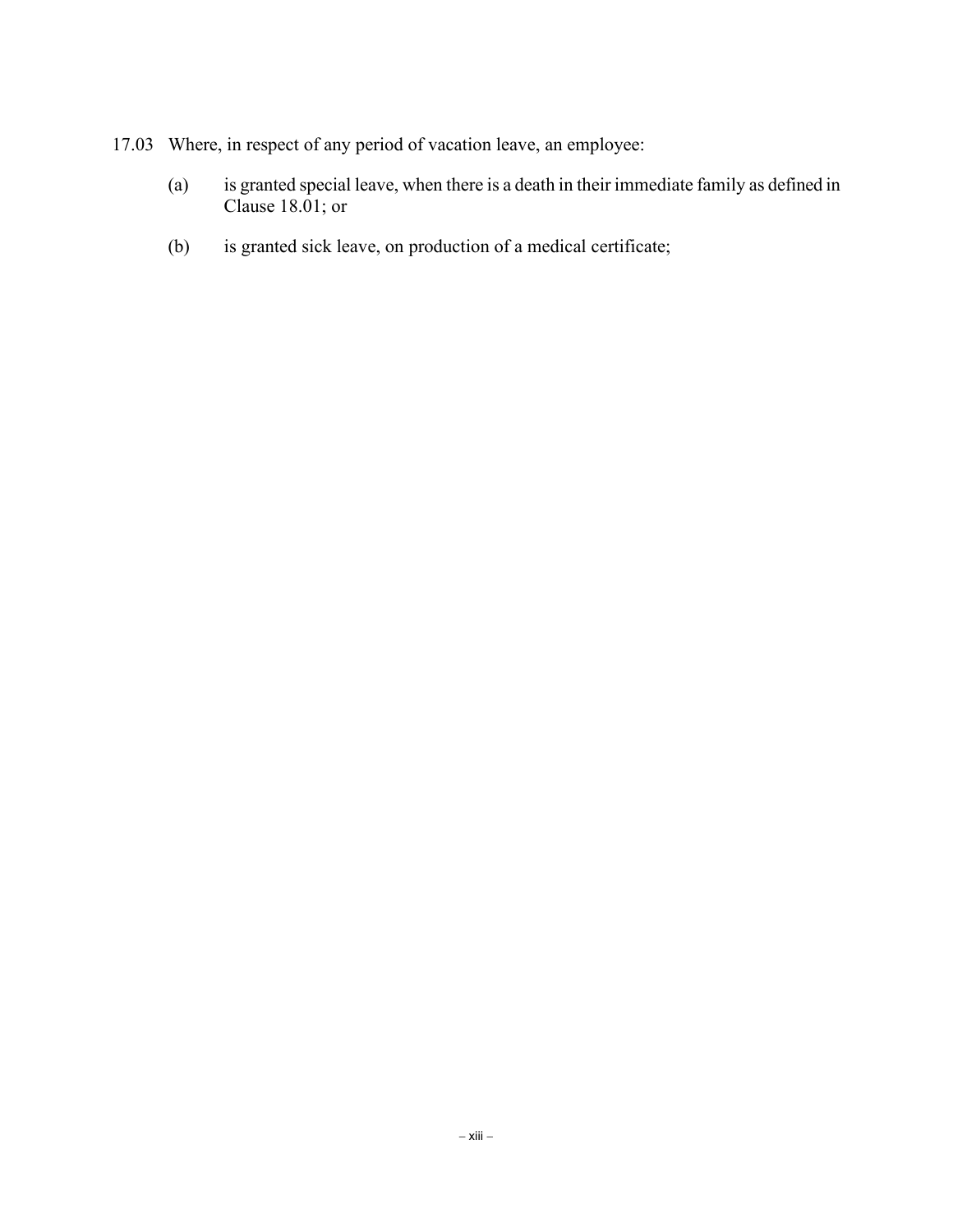17.03 Where, in respect of any period of vacation leave, an employee:

(a) is granted special leave, when there is a death in their immediate family as defined in Clause 18.01; or

(b) is granted sick leave, on production of a medical certificate;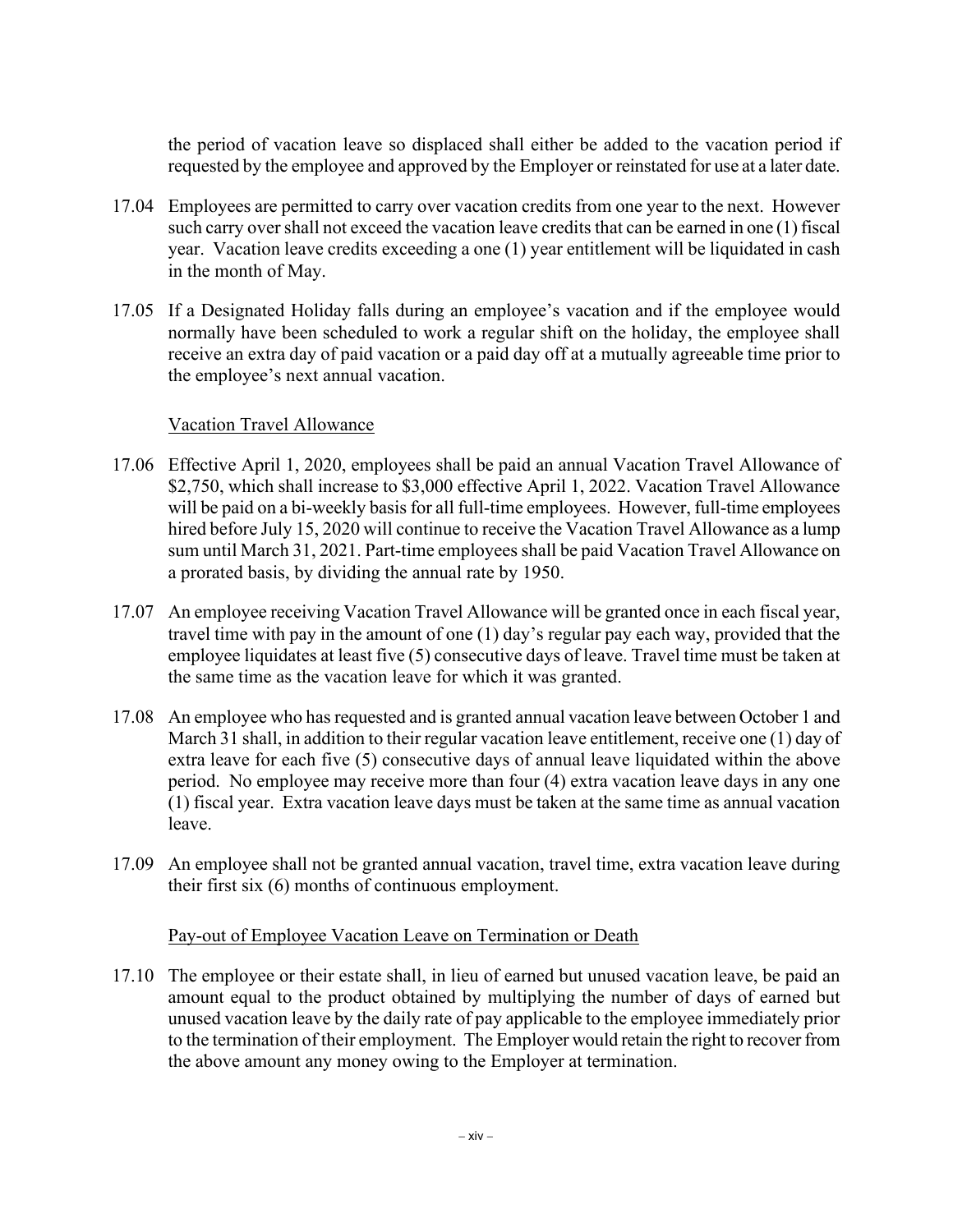the period of vacation leave so displaced shall either be added to the vacation period if requested by the employee and approved by the Employer or reinstated for use at a later date.

17.04 Employees are permitted to carry over vacation credits from one year to the next. However such carry over shall not exceed the vacation leave credits that can be earned in one (1) fiscal year. Vacation leave credits exceeding a one (1) year entitlement will be liquidated in cash in the month of May.

17.05 If a Designated Holiday falls during an employee's vacation and if the employee would normally have been scheduled to work a regular shift on the holiday, the employee shall receive an extra day of paid vacation or a paid day off at a mutually agreeable time prior to the employee's next annual vacation.

<u>Vacation Travel Allowance</u>

17.06 Effective April 1, 2020, employees shall be paid an annual Vacation Travel Allowance of $2,750, which shall increase to $3,000 effective April 1, 2022. Vacation Travel Allowance will be paid on a bi-weekly basis for all full-time employees. However, full-time employees hired before July 15, 2020 will continue to receive the Vacation Travel Allowance as a lump sum until March 31, 2021. Part-time employees shall be paid Vacation Travel Allowance on a prorated basis, by dividing the annual rate by 1950.

17.07 An employee receiving Vacation Travel Allowance will be granted once in each fiscal year, travel time with pay in the amount of one (1) day's regular pay each way, provided that the employee liquidates at least five (5) consecutive days of leave. Travel time must be taken at the same time as the vacation leave for which it was granted.

17.08 An employee who has requested and is granted annual vacation leave between October 1 and March 31 shall, in addition to their regular vacation leave entitlement, receive one (1) day of extra leave for each five (5) consecutive days of annual leave liquidated within the above period. No employee may receive more than four (4) extra vacation leave days in any one (1) fiscal year. Extra vacation leave days must be taken at the same time as annual vacation leave.

17.09 An employee shall not be granted annual vacation, travel time, extra vacation leave during their first six (6) months of continuous employment.

<u>Pay-out of Employee Vacation Leave on Termination or Death</u>

17.10 The employee or their estate shall, in lieu of earned but unused vacation leave, be paid an amount equal to the product obtained by multiplying the number of days of earned but unused vacation leave by the daily rate of pay applicable to the employee immediately prior to the termination of their employment. The Employer would retain the right to recover from the above amount any money owing to the Employer at termination.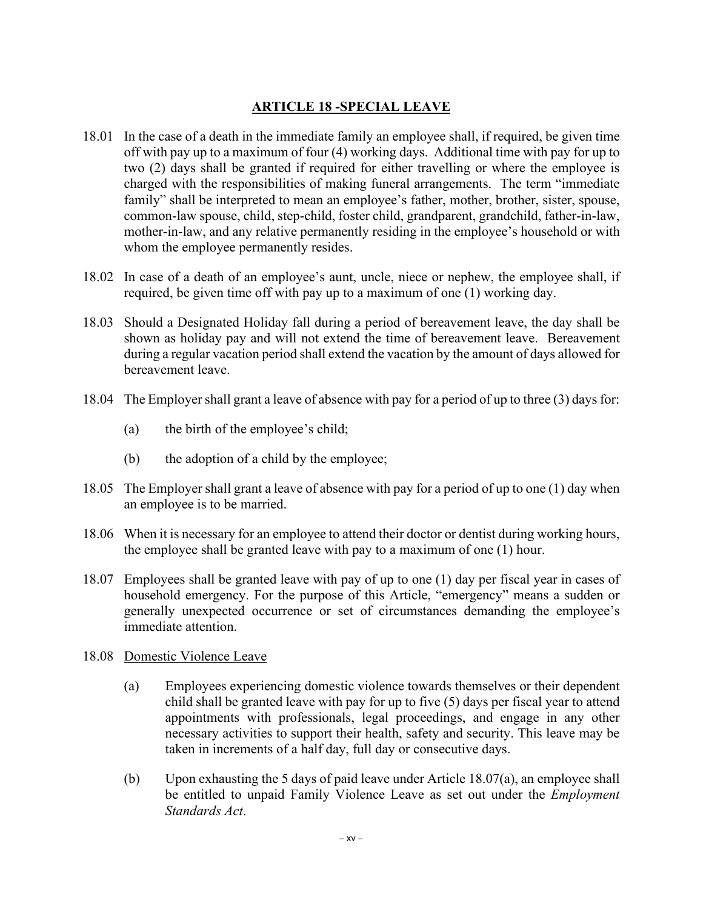## ARTICLE 18 -SPECIAL LEAVE

18.01 In the case of a death in the immediate family an employee shall, if required, be given time off with pay up to a maximum of four (4) working days. Additional time with pay for up to two (2) days shall be granted if required for either travelling or where the employee is charged with the responsibilities of making funeral arrangements. The term "immediate family" shall be interpreted to mean an employee's father, mother, brother, sister, spouse, common-law spouse, child, step-child, foster child, grandparent, grandchild, father-in-law, mother-in-law, and any relative permanently residing in the employee's household or with whom the employee permanently resides.

18.02 In case of a death of an employee's aunt, uncle, niece or nephew, the employee shall, if required, be given time off with pay up to a maximum of one (1) working day.

18.03 Should a Designated Holiday fall during a period of bereavement leave, the day shall be shown as holiday pay and will not extend the time of bereavement leave. Bereavement during a regular vacation period shall extend the vacation by the amount of days allowed for bereavement leave.

18.04 The Employer shall grant a leave of absence with pay for a period of up to three (3) days for:

(a) the birth of the employee's child;

(b) the adoption of a child by the employee;

18.05 The Employer shall grant a leave of absence with pay for a period of up to one (1) day when an employee is to be married.

18.06 When it is necessary for an employee to attend their doctor or dentist during working hours, the employee shall be granted leave with pay to a maximum of one (1) hour.

18.07 Employees shall be granted leave with pay of up to one (1) day per fiscal year in cases of household emergency. For the purpose of this Article, "emergency" means a sudden or generally unexpected occurrence or set of circumstances demanding the employee's immediate attention.

18.08 Domestic Violence Leave

(a) Employees experiencing domestic violence towards themselves or their dependent child shall be granted leave with pay for up to five (5) days per fiscal year to attend appointments with professionals, legal proceedings, and engage in any other necessary activities to support their health, safety and security. This leave may be taken in increments of a half day, full day or consecutive days.

(b) Upon exhausting the 5 days of paid leave under Article 18.07(a), an employee shall be entitled to unpaid Family Violence Leave as set out under the *Employment Standards Act*.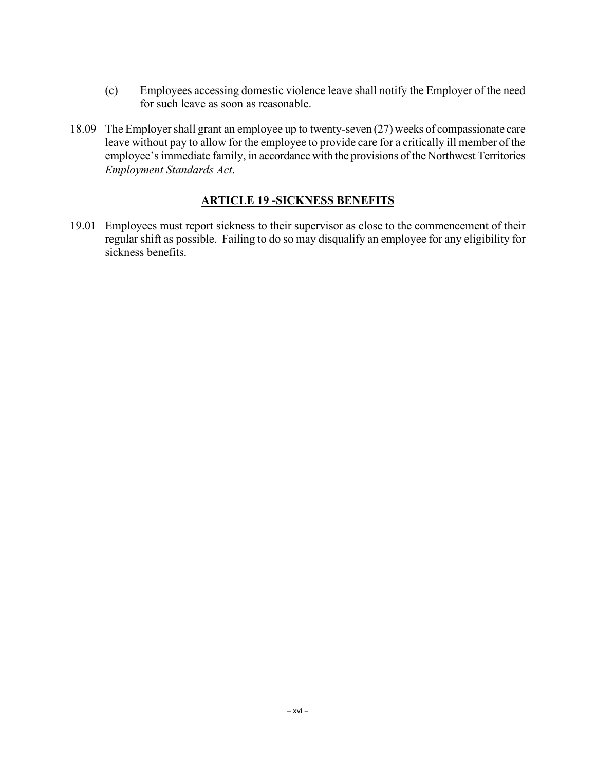(c) Employees accessing domestic violence leave shall notify the Employer of the need for such leave as soon as reasonable.

18.09 The Employer shall grant an employee up to twenty-seven (27) weeks of compassionate care leave without pay to allow for the employee to provide care for a critically ill member of the employee's immediate family, in accordance with the provisions of the Northwest Territories *Employment Standards Act*.

## ARTICLE 19 -SICKNESS BENEFITS

19.01 Employees must report sickness to their supervisor as close to the commencement of their regular shift as possible. Failing to do so may disqualify an employee for any eligibility for sickness benefits.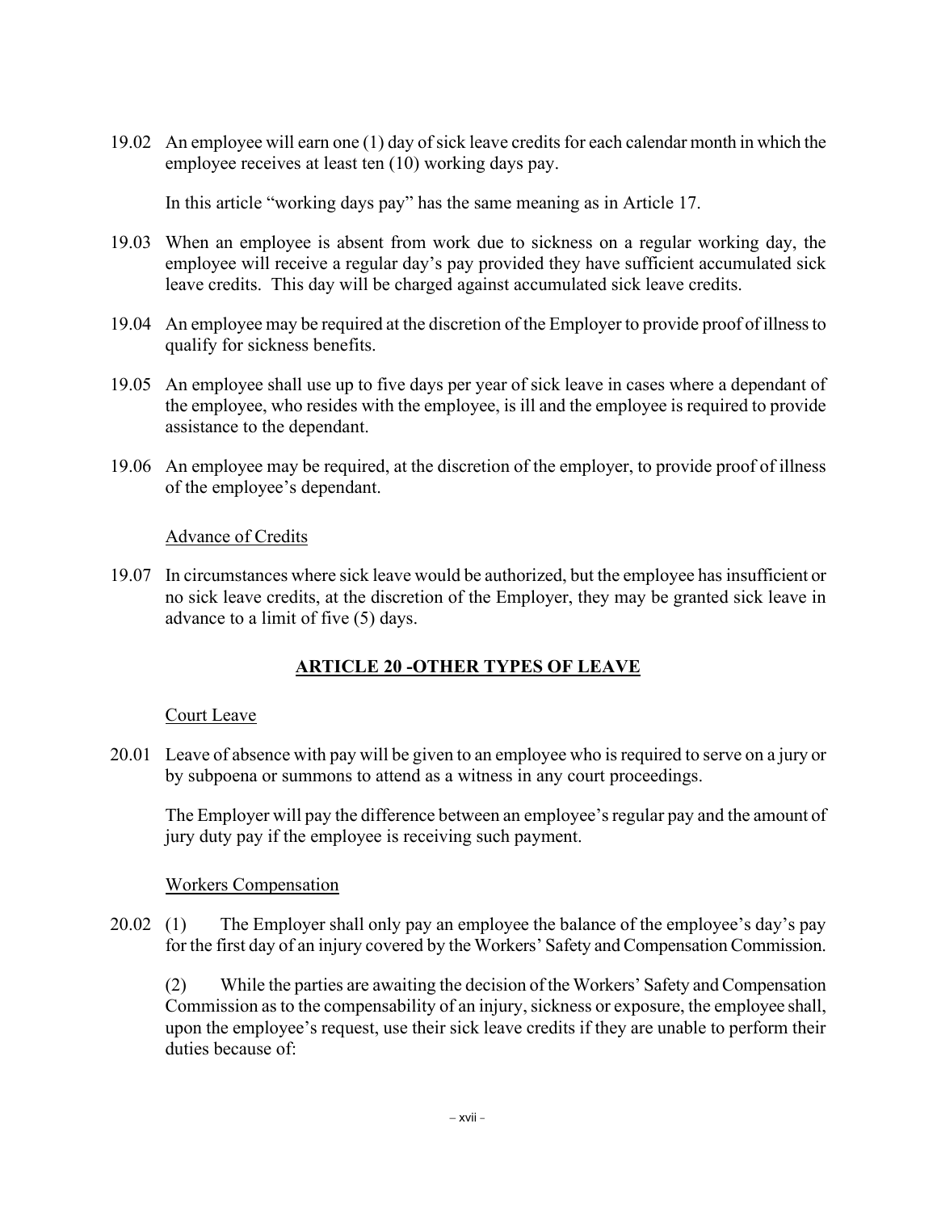19.02 An employee will earn one (1) day of sick leave credits for each calendar month in which the employee receives at least ten (10) working days pay.

In this article "working days pay" has the same meaning as in Article 17.

19.03 When an employee is absent from work due to sickness on a regular working day, the employee will receive a regular day's pay provided they have sufficient accumulated sick leave credits. This day will be charged against accumulated sick leave credits.

19.04 An employee may be required at the discretion of the Employer to provide proof of illness to qualify for sickness benefits.

19.05 An employee shall use up to five days per year of sick leave in cases where a dependant of the employee, who resides with the employee, is ill and the employee is required to provide assistance to the dependant.

19.06 An employee may be required, at the discretion of the employer, to provide proof of illness of the employee's dependant.

Advance of Credits

19.07 In circumstances where sick leave would be authorized, but the employee has insufficient or no sick leave credits, at the discretion of the Employer, they may be granted sick leave in advance to a limit of five (5) days.

## ARTICLE 20 -OTHER TYPES OF LEAVE

Court Leave

20.01 Leave of absence with pay will be given to an employee who is required to serve on a jury or by subpoena or summons to attend as a witness in any court proceedings.

The Employer will pay the difference between an employee's regular pay and the amount of jury duty pay if the employee is receiving such payment.

Workers Compensation

20.02 (1) The Employer shall only pay an employee the balance of the employee's day's pay for the first day of an injury covered by the Workers' Safety and Compensation Commission.

(2) While the parties are awaiting the decision of the Workers' Safety and Compensation Commission as to the compensability of an injury, sickness or exposure, the employee shall, upon the employee's request, use their sick leave credits if they are unable to perform their duties because of: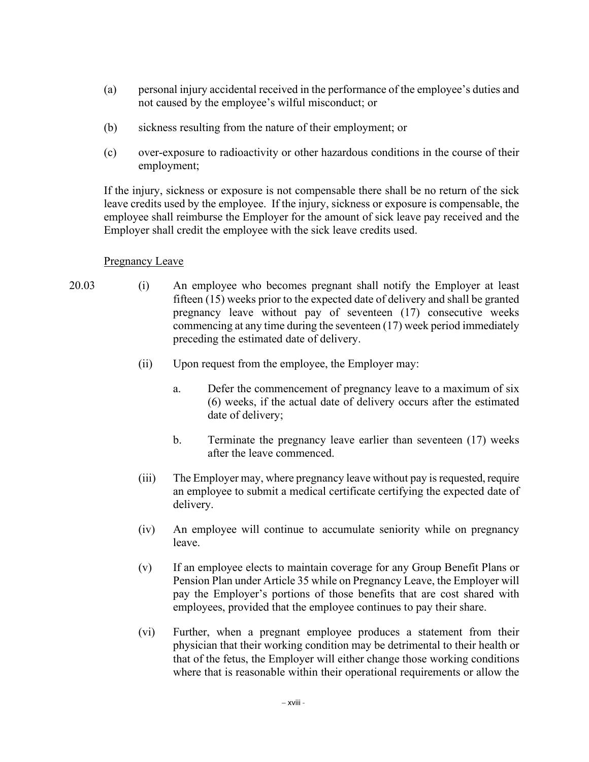(a) personal injury accidental received in the performance of the employee's duties and not caused by the employee's wilful misconduct; or

(b) sickness resulting from the nature of their employment; or

(c) over-exposure to radioactivity or other hazardous conditions in the course of their employment;

If the injury, sickness or exposure is not compensable there shall be no return of the sick leave credits used by the employee. If the injury, sickness or exposure is compensable, the employee shall reimburse the Employer for the amount of sick leave pay received and the Employer shall credit the employee with the sick leave credits used.

Pregnancy Leave

20.03 (i) An employee who becomes pregnant shall notify the Employer at least fifteen (15) weeks prior to the expected date of delivery and shall be granted pregnancy leave without pay of seventeen (17) consecutive weeks commencing at any time during the seventeen (17) week period immediately preceding the estimated date of delivery.

(ii) Upon request from the employee, the Employer may:

a. Defer the commencement of pregnancy leave to a maximum of six (6) weeks, if the actual date of delivery occurs after the estimated date of delivery;

b. Terminate the pregnancy leave earlier than seventeen (17) weeks after the leave commenced.

(iii) The Employer may, where pregnancy leave without pay is requested, require an employee to submit a medical certificate certifying the expected date of delivery.

(iv) An employee will continue to accumulate seniority while on pregnancy leave.

(v) If an employee elects to maintain coverage for any Group Benefit Plans or Pension Plan under Article 35 while on Pregnancy Leave, the Employer will pay the Employer's portions of those benefits that are cost shared with employees, provided that the employee continues to pay their share.

(vi) Further, when a pregnant employee produces a statement from their physician that their working condition may be detrimental to their health or that of the fetus, the Employer will either change those working conditions where that is reasonable within their operational requirements or allow the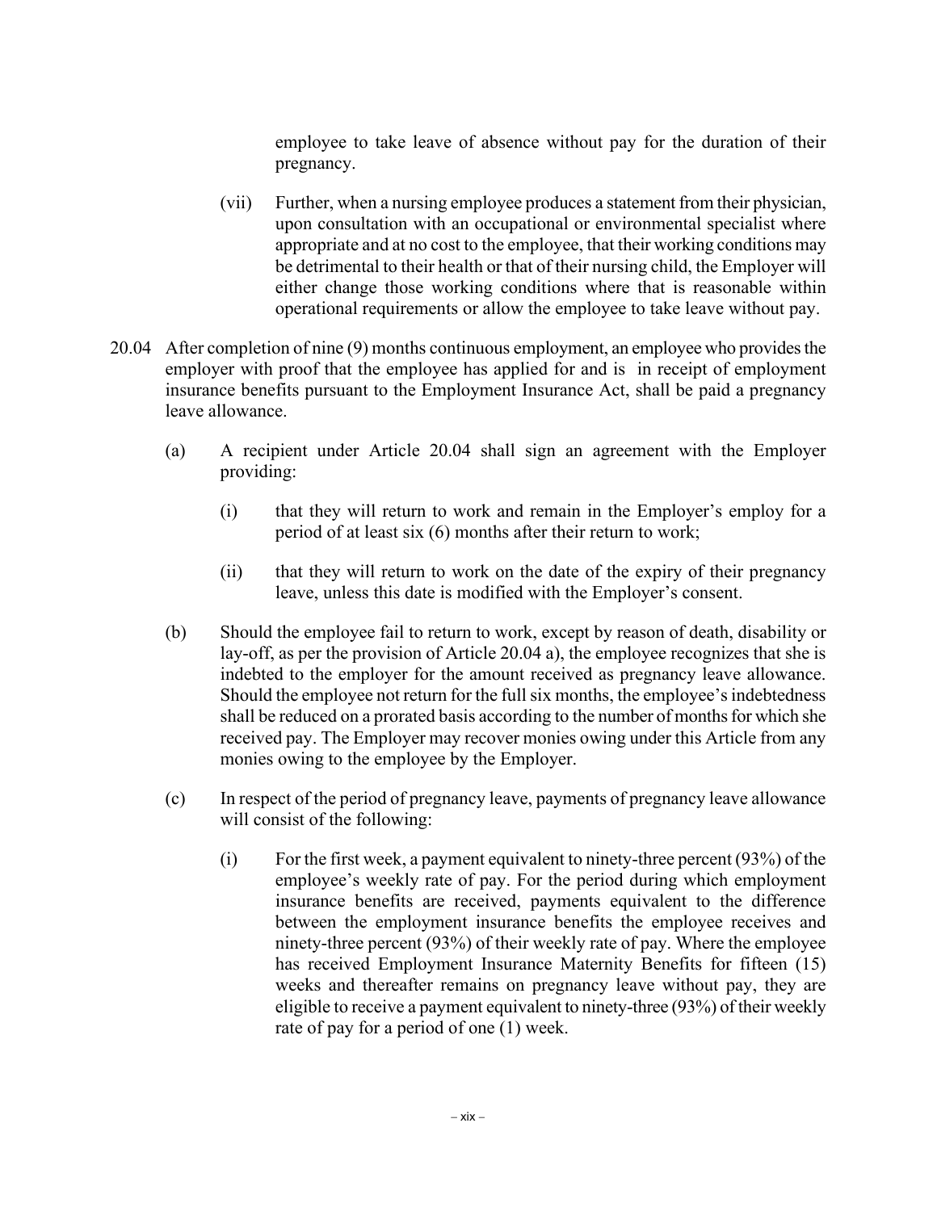employee to take leave of absence without pay for the duration of their pregnancy.

(vii) Further, when a nursing employee produces a statement from their physician, upon consultation with an occupational or environmental specialist where appropriate and at no cost to the employee, that their working conditions may be detrimental to their health or that of their nursing child, the Employer will either change those working conditions where that is reasonable within operational requirements or allow the employee to take leave without pay.

20.04 After completion of nine (9) months continuous employment, an employee who provides the employer with proof that the employee has applied for and is in receipt of employment insurance benefits pursuant to the Employment Insurance Act, shall be paid a pregnancy leave allowance.

(a) A recipient under Article 20.04 shall sign an agreement with the Employer providing:

(i) that they will return to work and remain in the Employer's employ for a period of at least six (6) months after their return to work;

(ii) that they will return to work on the date of the expiry of their pregnancy leave, unless this date is modified with the Employer's consent.

(b) Should the employee fail to return to work, except by reason of death, disability or lay-off, as per the provision of Article 20.04 a), the employee recognizes that she is indebted to the employer for the amount received as pregnancy leave allowance. Should the employee not return for the full six months, the employee's indebtedness shall be reduced on a prorated basis according to the number of months for which she received pay. The Employer may recover monies owing under this Article from any monies owing to the employee by the Employer.

(c) In respect of the period of pregnancy leave, payments of pregnancy leave allowance will consist of the following:

(i) For the first week, a payment equivalent to ninety-three percent (93%) of the employee's weekly rate of pay. For the period during which employment insurance benefits are received, payments equivalent to the difference between the employment insurance benefits the employee receives and ninety-three percent (93%) of their weekly rate of pay. Where the employee has received Employment Insurance Maternity Benefits for fifteen (15) weeks and thereafter remains on pregnancy leave without pay, they are eligible to receive a payment equivalent to ninety-three (93%) of their weekly rate of pay for a period of one (1) week.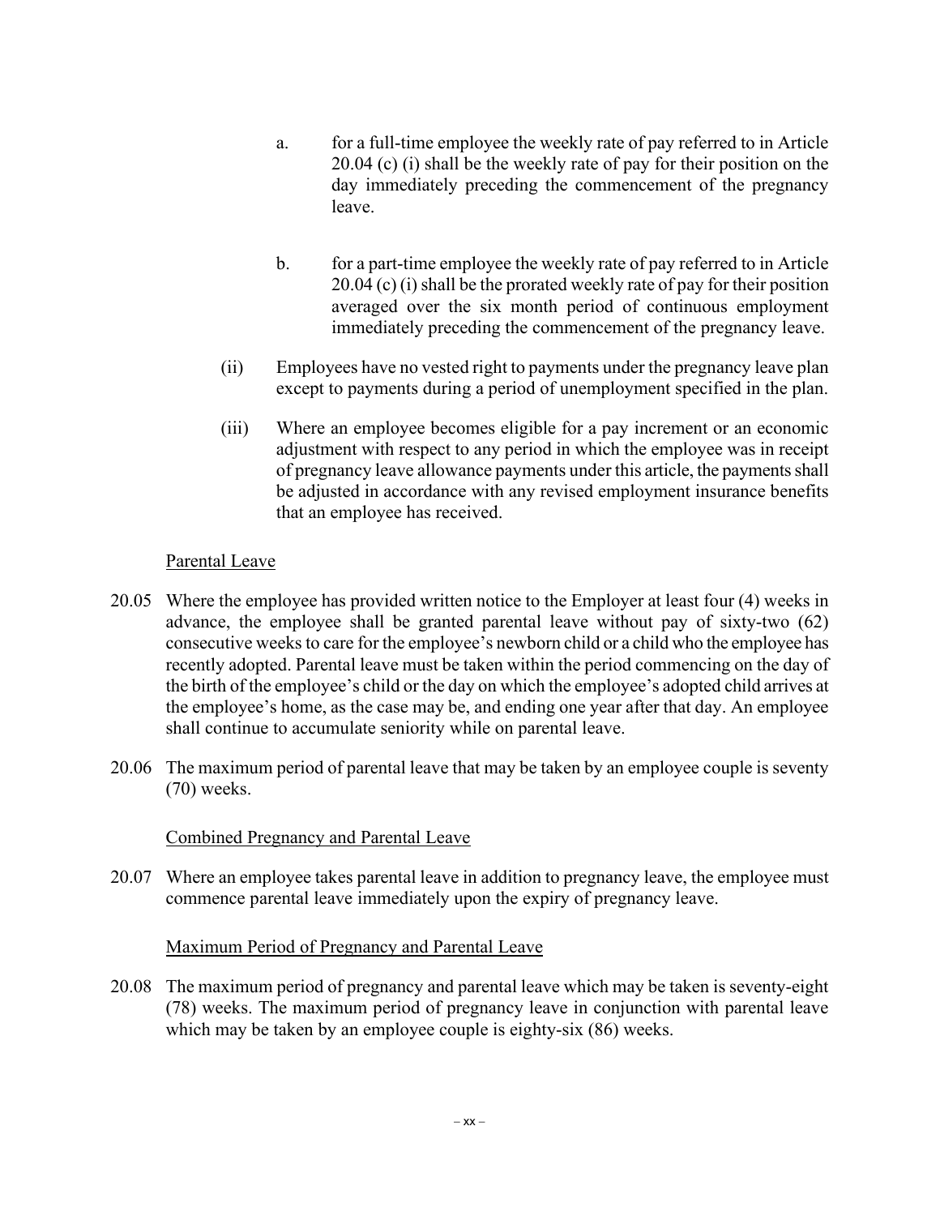a. for a full-time employee the weekly rate of pay referred to in Article 20.04 (c) (i) shall be the weekly rate of pay for their position on the day immediately preceding the commencement of the pregnancy leave.

b. for a part-time employee the weekly rate of pay referred to in Article 20.04 (c) (i) shall be the prorated weekly rate of pay for their position averaged over the six month period of continuous employment immediately preceding the commencement of the pregnancy leave.

(ii) Employees have no vested right to payments under the pregnancy leave plan except to payments during a period of unemployment specified in the plan.

(iii) Where an employee becomes eligible for a pay increment or an economic adjustment with respect to any period in which the employee was in receipt of pregnancy leave allowance payments under this article, the payments shall be adjusted in accordance with any revised employment insurance benefits that an employee has received.

<u>Parental Leave</u>

20.05 Where the employee has provided written notice to the Employer at least four (4) weeks in advance, the employee shall be granted parental leave without pay of sixty-two (62) consecutive weeks to care for the employee's newborn child or a child who the employee has recently adopted. Parental leave must be taken within the period commencing on the day of the birth of the employee's child or the day on which the employee's adopted child arrives at the employee's home, as the case may be, and ending one year after that day. An employee shall continue to accumulate seniority while on parental leave.

20.06 The maximum period of parental leave that may be taken by an employee couple is seventy (70) weeks.

<u>Combined Pregnancy and Parental Leave</u>

20.07 Where an employee takes parental leave in addition to pregnancy leave, the employee must commence parental leave immediately upon the expiry of pregnancy leave.

<u>Maximum Period of Pregnancy and Parental Leave</u>

20.08 The maximum period of pregnancy and parental leave which may be taken is seventy-eight (78) weeks. The maximum period of pregnancy leave in conjunction with parental leave which may be taken by an employee couple is eighty-six (86) weeks.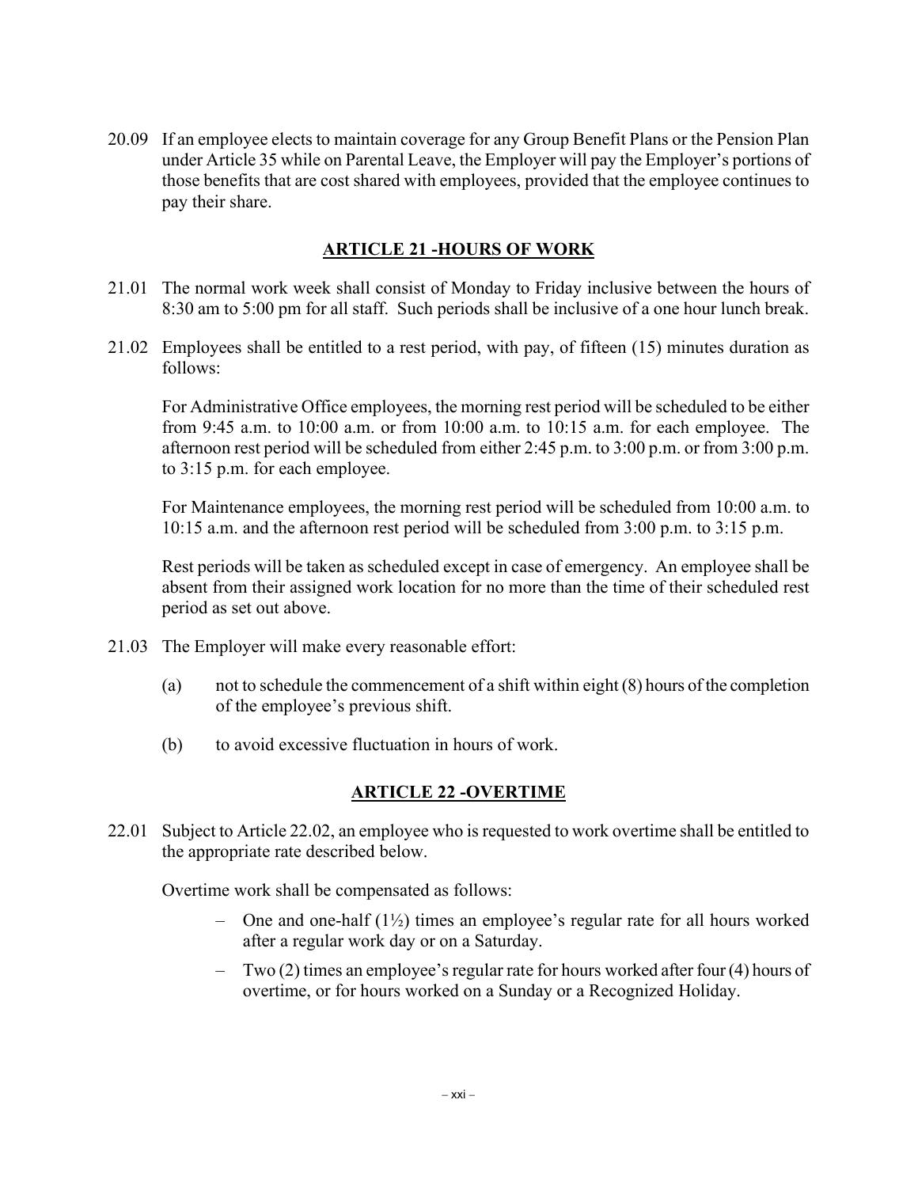20.09 If an employee elects to maintain coverage for any Group Benefit Plans or the Pension Plan under Article 35 while on Parental Leave, the Employer will pay the Employer's portions of those benefits that are cost shared with employees, provided that the employee continues to pay their share.

## ARTICLE 21 -HOURS OF WORK

21.01 The normal work week shall consist of Monday to Friday inclusive between the hours of 8:30 am to 5:00 pm for all staff. Such periods shall be inclusive of a one hour lunch break.

21.02 Employees shall be entitled to a rest period, with pay, of fifteen (15) minutes duration as follows:

For Administrative Office employees, the morning rest period will be scheduled to be either from 9:45 a.m. to 10:00 a.m. or from 10:00 a.m. to 10:15 a.m. for each employee. The afternoon rest period will be scheduled from either 2:45 p.m. to 3:00 p.m. or from 3:00 p.m. to 3:15 p.m. for each employee.

For Maintenance employees, the morning rest period will be scheduled from 10:00 a.m. to 10:15 a.m. and the afternoon rest period will be scheduled from 3:00 p.m. to 3:15 p.m.

Rest periods will be taken as scheduled except in case of emergency. An employee shall be absent from their assigned work location for no more than the time of their scheduled rest period as set out above.

21.03 The Employer will make every reasonable effort:

(a) not to schedule the commencement of a shift within eight (8) hours of the completion of the employee's previous shift.

(b) to avoid excessive fluctuation in hours of work.

## ARTICLE 22 -OVERTIME

22.01 Subject to Article 22.02, an employee who is requested to work overtime shall be entitled to the appropriate rate described below.

Overtime work shall be compensated as follows:

- One and one-half (1½) times an employee's regular rate for all hours worked after a regular work day or on a Saturday.
- Two (2) times an employee's regular rate for hours worked after four (4) hours of overtime, or for hours worked on a Sunday or a Recognized Holiday.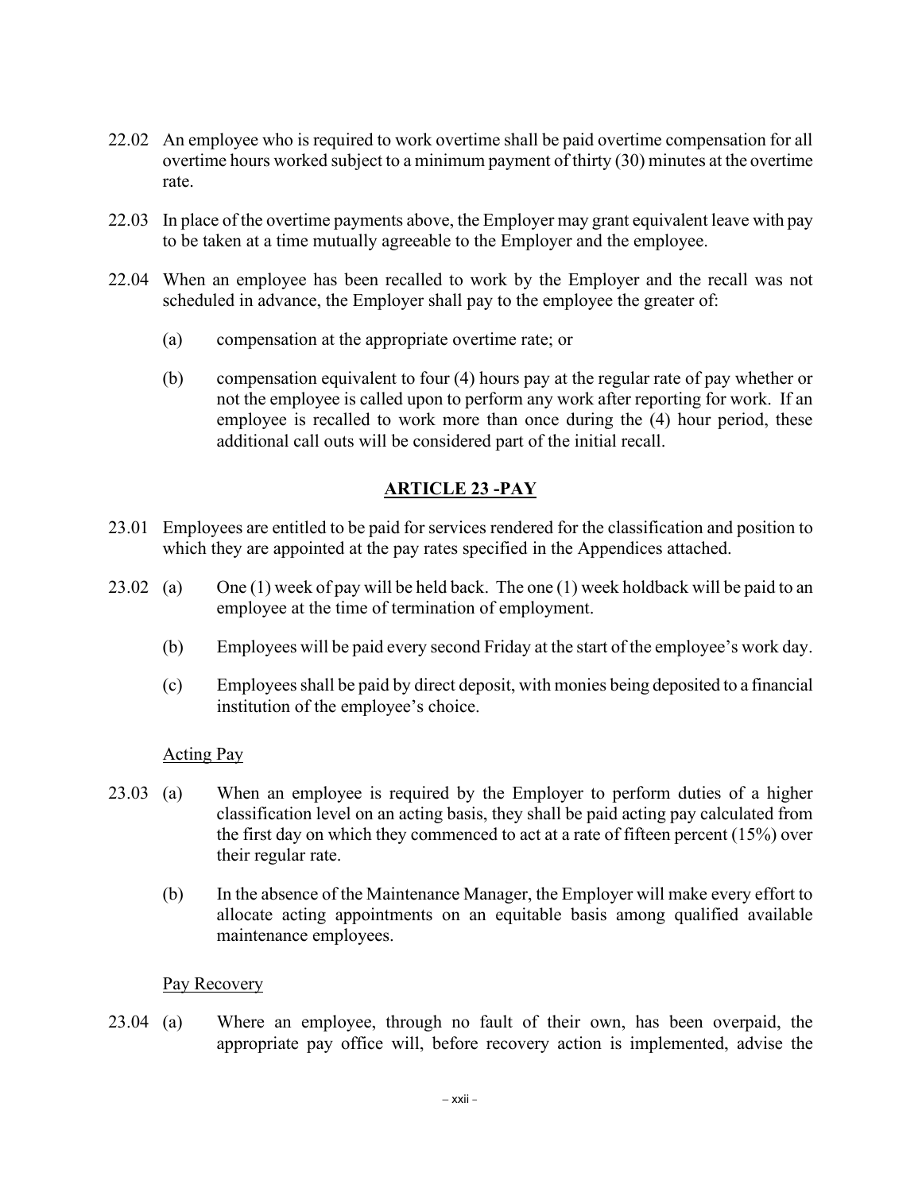22.02 An employee who is required to work overtime shall be paid overtime compensation for all overtime hours worked subject to a minimum payment of thirty (30) minutes at the overtime rate.

22.03 In place of the overtime payments above, the Employer may grant equivalent leave with pay to be taken at a time mutually agreeable to the Employer and the employee.

22.04 When an employee has been recalled to work by the Employer and the recall was not scheduled in advance, the Employer shall pay to the employee the greater of:

(a) compensation at the appropriate overtime rate; or

(b) compensation equivalent to four (4) hours pay at the regular rate of pay whether or not the employee is called upon to perform any work after reporting for work. If an employee is recalled to work more than once during the (4) hour period, these additional call outs will be considered part of the initial recall.

## ARTICLE 23 -PAY

23.01 Employees are entitled to be paid for services rendered for the classification and position to which they are appointed at the pay rates specified in the Appendices attached.

23.02 (a) One (1) week of pay will be held back. The one (1) week holdback will be paid to an employee at the time of termination of employment.

(b) Employees will be paid every second Friday at the start of the employee's work day.

(c) Employees shall be paid by direct deposit, with monies being deposited to a financial institution of the employee's choice.

Acting Pay

23.03 (a) When an employee is required by the Employer to perform duties of a higher classification level on an acting basis, they shall be paid acting pay calculated from the first day on which they commenced to act at a rate of fifteen percent (15%) over their regular rate.

(b) In the absence of the Maintenance Manager, the Employer will make every effort to allocate acting appointments on an equitable basis among qualified available maintenance employees.

Pay Recovery

23.04 (a) Where an employee, through no fault of their own, has been overpaid, the appropriate pay office will, before recovery action is implemented, advise the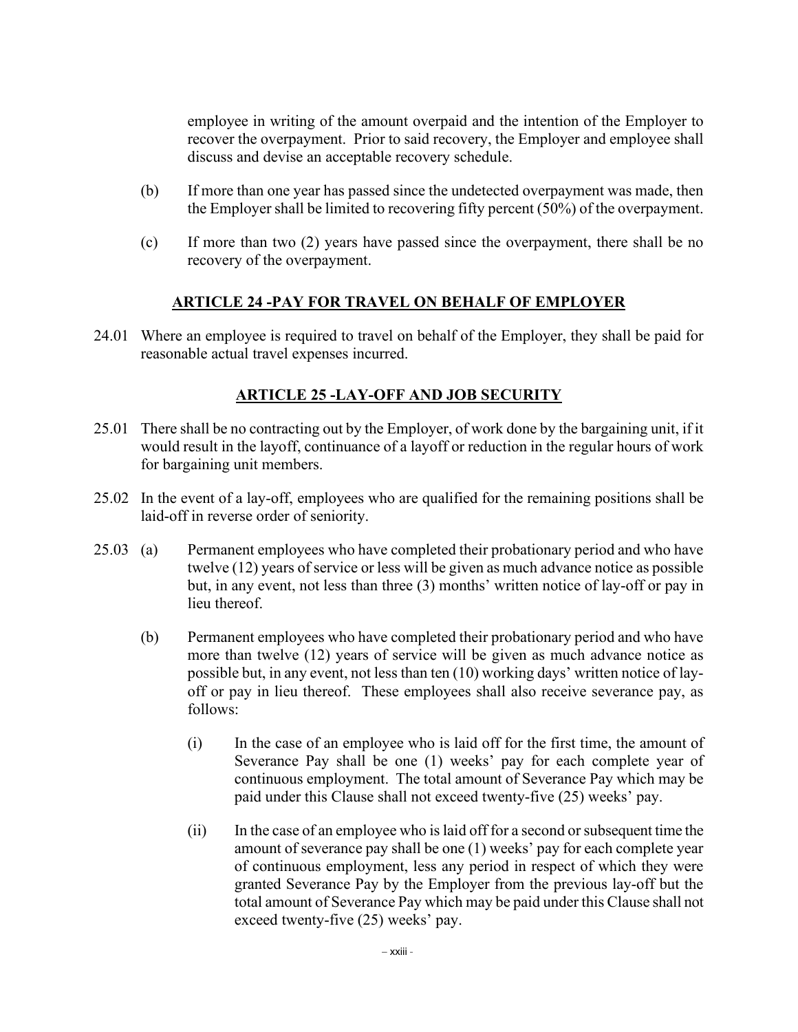employee in writing of the amount overpaid and the intention of the Employer to recover the overpayment. Prior to said recovery, the Employer and employee shall discuss and devise an acceptable recovery schedule.

(b) If more than one year has passed since the undetected overpayment was made, then the Employer shall be limited to recovering fifty percent (50%) of the overpayment.

(c) If more than two (2) years have passed since the overpayment, there shall be no recovery of the overpayment.

## ARTICLE 24 -PAY FOR TRAVEL ON BEHALF OF EMPLOYER

24.01 Where an employee is required to travel on behalf of the Employer, they shall be paid for reasonable actual travel expenses incurred.

## ARTICLE 25 -LAY-OFF AND JOB SECURITY

25.01 There shall be no contracting out by the Employer, of work done by the bargaining unit, if it would result in the layoff, continuance of a layoff or reduction in the regular hours of work for bargaining unit members.

25.02 In the event of a lay-off, employees who are qualified for the remaining positions shall be laid-off in reverse order of seniority.

25.03 (a) Permanent employees who have completed their probationary period and who have twelve (12) years of service or less will be given as much advance notice as possible but, in any event, not less than three (3) months' written notice of lay-off or pay in lieu thereof.

(b) Permanent employees who have completed their probationary period and who have more than twelve (12) years of service will be given as much advance notice as possible but, in any event, not less than ten (10) working days' written notice of lay-off or pay in lieu thereof. These employees shall also receive severance pay, as follows:

(i) In the case of an employee who is laid off for the first time, the amount of Severance Pay shall be one (1) weeks' pay for each complete year of continuous employment. The total amount of Severance Pay which may be paid under this Clause shall not exceed twenty-five (25) weeks' pay.

(ii) In the case of an employee who is laid off for a second or subsequent time the amount of severance pay shall be one (1) weeks' pay for each complete year of continuous employment, less any period in respect of which they were granted Severance Pay by the Employer from the previous lay-off but the total amount of Severance Pay which may be paid under this Clause shall not exceed twenty-five (25) weeks' pay.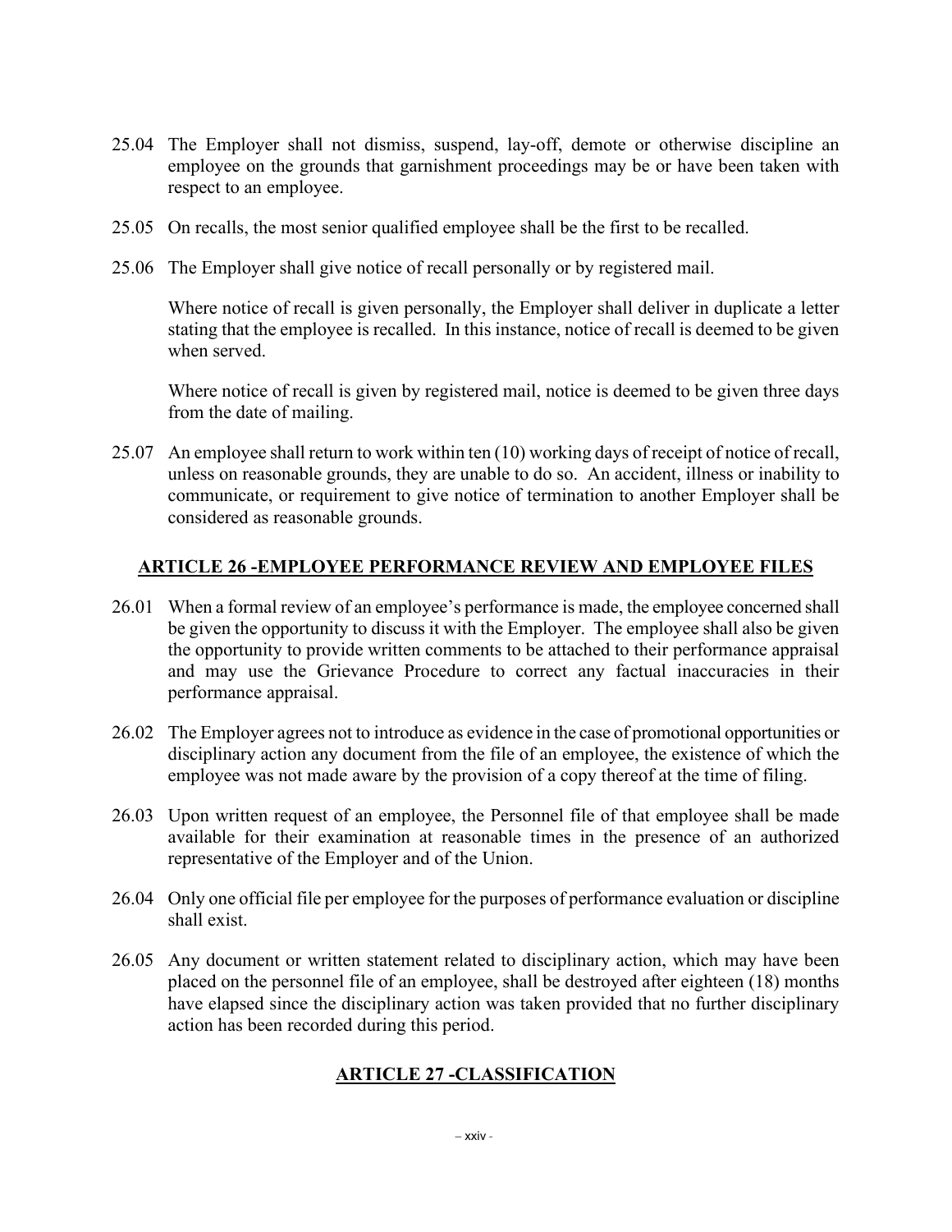25.04 The Employer shall not dismiss, suspend, lay-off, demote or otherwise discipline an employee on the grounds that garnishment proceedings may be or have been taken with respect to an employee.

25.05 On recalls, the most senior qualified employee shall be the first to be recalled.

25.06 The Employer shall give notice of recall personally or by registered mail.

Where notice of recall is given personally, the Employer shall deliver in duplicate a letter stating that the employee is recalled. In this instance, notice of recall is deemed to be given when served.

Where notice of recall is given by registered mail, notice is deemed to be given three days from the date of mailing.

25.07 An employee shall return to work within ten (10) working days of receipt of notice of recall, unless on reasonable grounds, they are unable to do so. An accident, illness or inability to communicate, or requirement to give notice of termination to another Employer shall be considered as reasonable grounds.

## ARTICLE 26 -EMPLOYEE PERFORMANCE REVIEW AND EMPLOYEE FILES

26.01 When a formal review of an employee's performance is made, the employee concerned shall be given the opportunity to discuss it with the Employer. The employee shall also be given the opportunity to provide written comments to be attached to their performance appraisal and may use the Grievance Procedure to correct any factual inaccuracies in their performance appraisal.

26.02 The Employer agrees not to introduce as evidence in the case of promotional opportunities or disciplinary action any document from the file of an employee, the existence of which the employee was not made aware by the provision of a copy thereof at the time of filing.

26.03 Upon written request of an employee, the Personnel file of that employee shall be made available for their examination at reasonable times in the presence of an authorized representative of the Employer and of the Union.

26.04 Only one official file per employee for the purposes of performance evaluation or discipline shall exist.

26.05 Any document or written statement related to disciplinary action, which may have been placed on the personnel file of an employee, shall be destroyed after eighteen (18) months have elapsed since the disciplinary action was taken provided that no further disciplinary action has been recorded during this period.

## ARTICLE 27 -CLASSIFICATION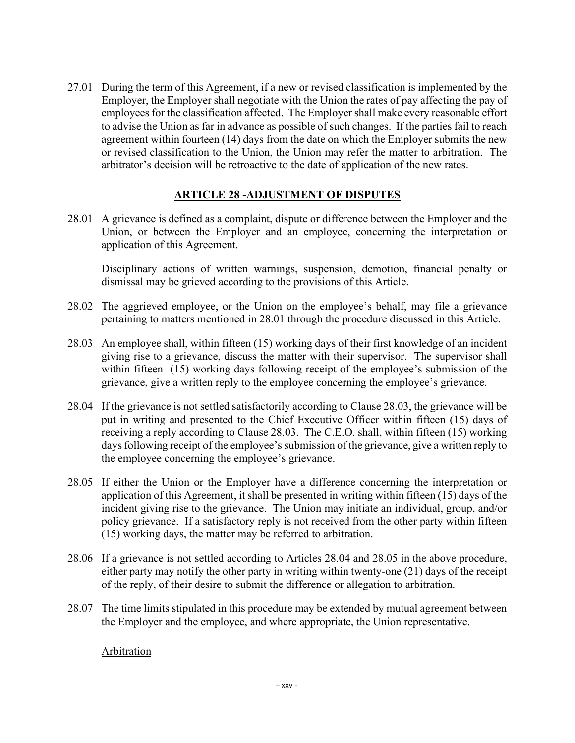27.01 During the term of this Agreement, if a new or revised classification is implemented by the Employer, the Employer shall negotiate with the Union the rates of pay affecting the pay of employees for the classification affected. The Employer shall make every reasonable effort to advise the Union as far in advance as possible of such changes. If the parties fail to reach agreement within fourteen (14) days from the date on which the Employer submits the new or revised classification to the Union, the Union may refer the matter to arbitration. The arbitrator's decision will be retroactive to the date of application of the new rates.

## ARTICLE 28 -ADJUSTMENT OF DISPUTES

28.01 A grievance is defined as a complaint, dispute or difference between the Employer and the Union, or between the Employer and an employee, concerning the interpretation or application of this Agreement.

Disciplinary actions of written warnings, suspension, demotion, financial penalty or dismissal may be grieved according to the provisions of this Article.

28.02 The aggrieved employee, or the Union on the employee's behalf, may file a grievance pertaining to matters mentioned in 28.01 through the procedure discussed in this Article.

28.03 An employee shall, within fifteen (15) working days of their first knowledge of an incident giving rise to a grievance, discuss the matter with their supervisor. The supervisor shall within fifteen (15) working days following receipt of the employee's submission of the grievance, give a written reply to the employee concerning the employee's grievance.

28.04 If the grievance is not settled satisfactorily according to Clause 28.03, the grievance will be put in writing and presented to the Chief Executive Officer within fifteen (15) days of receiving a reply according to Clause 28.03. The C.E.O. shall, within fifteen (15) working days following receipt of the employee's submission of the grievance, give a written reply to the employee concerning the employee's grievance.

28.05 If either the Union or the Employer have a difference concerning the interpretation or application of this Agreement, it shall be presented in writing within fifteen (15) days of the incident giving rise to the grievance. The Union may initiate an individual, group, and/or policy grievance. If a satisfactory reply is not received from the other party within fifteen (15) working days, the matter may be referred to arbitration.

28.06 If a grievance is not settled according to Articles 28.04 and 28.05 in the above procedure, either party may notify the other party in writing within twenty-one (21) days of the receipt of the reply, of their desire to submit the difference or allegation to arbitration.

28.07 The time limits stipulated in this procedure may be extended by mutual agreement between the Employer and the employee, and where appropriate, the Union representative.

Arbitration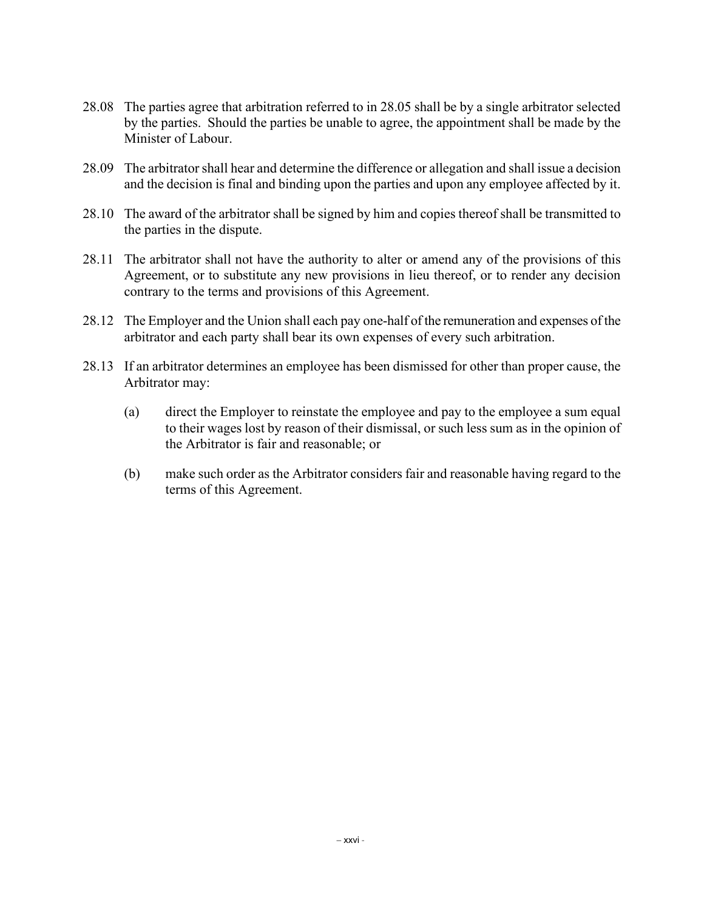28.08 The parties agree that arbitration referred to in 28.05 shall be by a single arbitrator selected by the parties. Should the parties be unable to agree, the appointment shall be made by the Minister of Labour.

28.09 The arbitrator shall hear and determine the difference or allegation and shall issue a decision and the decision is final and binding upon the parties and upon any employee affected by it.

28.10 The award of the arbitrator shall be signed by him and copies thereof shall be transmitted to the parties in the dispute.

28.11 The arbitrator shall not have the authority to alter or amend any of the provisions of this Agreement, or to substitute any new provisions in lieu thereof, or to render any decision contrary to the terms and provisions of this Agreement.

28.12 The Employer and the Union shall each pay one-half of the remuneration and expenses of the arbitrator and each party shall bear its own expenses of every such arbitration.

28.13 If an arbitrator determines an employee has been dismissed for other than proper cause, the Arbitrator may:

(a) direct the Employer to reinstate the employee and pay to the employee a sum equal to their wages lost by reason of their dismissal, or such less sum as in the opinion of the Arbitrator is fair and reasonable; or

(b) make such order as the Arbitrator considers fair and reasonable having regard to the terms of this Agreement.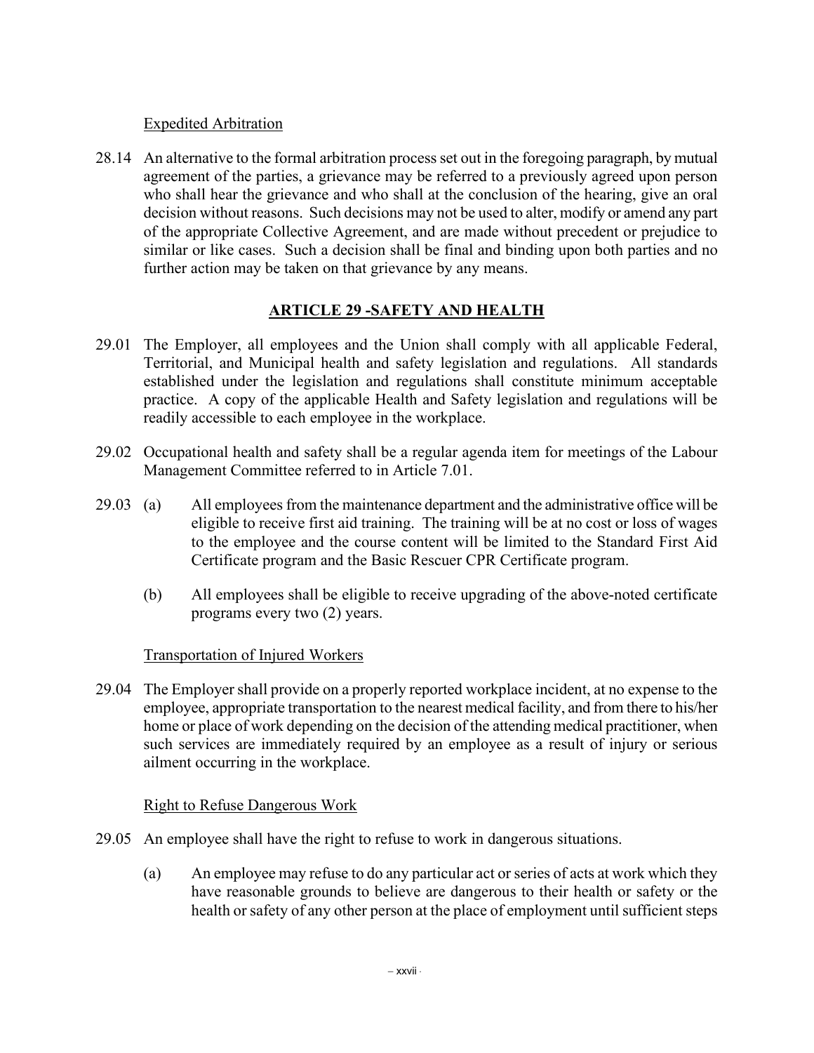Expedited Arbitration

28.14 An alternative to the formal arbitration process set out in the foregoing paragraph, by mutual agreement of the parties, a grievance may be referred to a previously agreed upon person who shall hear the grievance and who shall at the conclusion of the hearing, give an oral decision without reasons. Such decisions may not be used to alter, modify or amend any part of the appropriate Collective Agreement, and are made without precedent or prejudice to similar or like cases. Such a decision shall be final and binding upon both parties and no further action may be taken on that grievance by any means.

## ARTICLE 29 -SAFETY AND HEALTH

29.01 The Employer, all employees and the Union shall comply with all applicable Federal, Territorial, and Municipal health and safety legislation and regulations. All standards established under the legislation and regulations shall constitute minimum acceptable practice. A copy of the applicable Health and Safety legislation and regulations will be readily accessible to each employee in the workplace.

29.02 Occupational health and safety shall be a regular agenda item for meetings of the Labour Management Committee referred to in Article 7.01.

29.03 (a) All employees from the maintenance department and the administrative office will be eligible to receive first aid training. The training will be at no cost or loss of wages to the employee and the course content will be limited to the Standard First Aid Certificate program and the Basic Rescuer CPR Certificate program.

(b) All employees shall be eligible to receive upgrading of the above-noted certificate programs every two (2) years.

Transportation of Injured Workers

29.04 The Employer shall provide on a properly reported workplace incident, at no expense to the employee, appropriate transportation to the nearest medical facility, and from there to his/her home or place of work depending on the decision of the attending medical practitioner, when such services are immediately required by an employee as a result of injury or serious ailment occurring in the workplace.

Right to Refuse Dangerous Work

29.05 An employee shall have the right to refuse to work in dangerous situations.

(a) An employee may refuse to do any particular act or series of acts at work which they have reasonable grounds to believe are dangerous to their health or safety or the health or safety of any other person at the place of employment until sufficient steps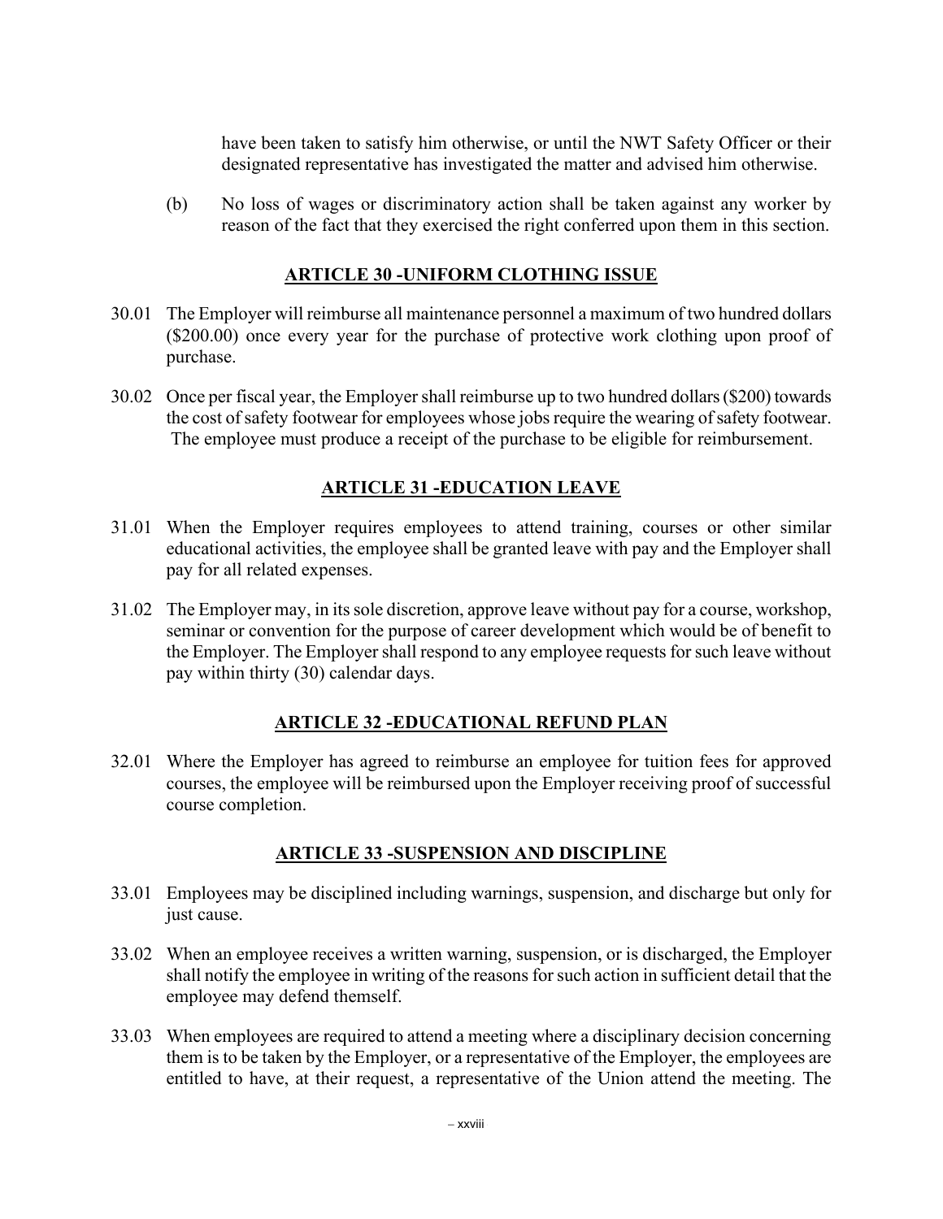have been taken to satisfy him otherwise, or until the NWT Safety Officer or their designated representative has investigated the matter and advised him otherwise.

(b) No loss of wages or discriminatory action shall be taken against any worker by reason of the fact that they exercised the right conferred upon them in this section.

## ARTICLE 30 -UNIFORM CLOTHING ISSUE

30.01 The Employer will reimburse all maintenance personnel a maximum of two hundred dollars ($200.00) once every year for the purchase of protective work clothing upon proof of purchase.

30.02 Once per fiscal year, the Employer shall reimburse up to two hundred dollars ($200) towards the cost of safety footwear for employees whose jobs require the wearing of safety footwear. The employee must produce a receipt of the purchase to be eligible for reimbursement.

## ARTICLE 31 -EDUCATION LEAVE

31.01 When the Employer requires employees to attend training, courses or other similar educational activities, the employee shall be granted leave with pay and the Employer shall pay for all related expenses.

31.02 The Employer may, in its sole discretion, approve leave without pay for a course, workshop, seminar or convention for the purpose of career development which would be of benefit to the Employer. The Employer shall respond to any employee requests for such leave without pay within thirty (30) calendar days.

## ARTICLE 32 -EDUCATIONAL REFUND PLAN

32.01 Where the Employer has agreed to reimburse an employee for tuition fees for approved courses, the employee will be reimbursed upon the Employer receiving proof of successful course completion.

## ARTICLE 33 -SUSPENSION AND DISCIPLINE

33.01 Employees may be disciplined including warnings, suspension, and discharge but only for just cause.

33.02 When an employee receives a written warning, suspension, or is discharged, the Employer shall notify the employee in writing of the reasons for such action in sufficient detail that the employee may defend themself.

33.03 When employees are required to attend a meeting where a disciplinary decision concerning them is to be taken by the Employer, or a representative of the Employer, the employees are entitled to have, at their request, a representative of the Union attend the meeting. The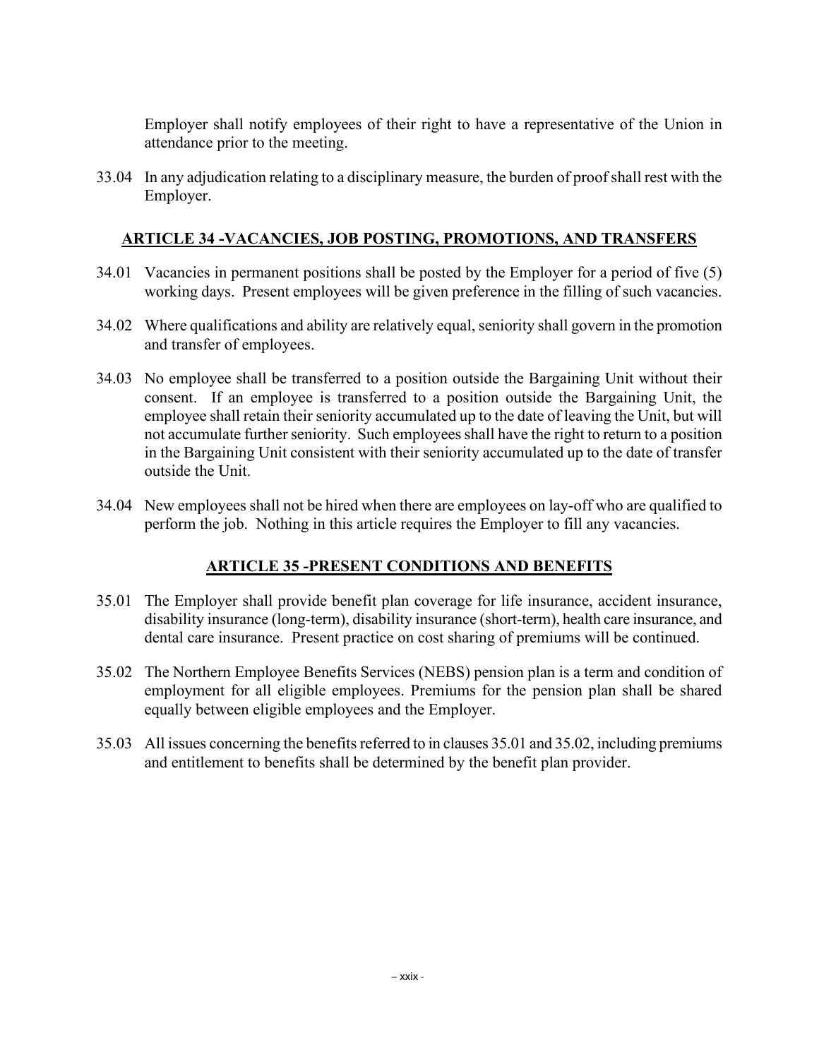Employer shall notify employees of their right to have a representative of the Union in attendance prior to the meeting.

33.04 In any adjudication relating to a disciplinary measure, the burden of proof shall rest with the Employer.

## ARTICLE 34 -VACANCIES, JOB POSTING, PROMOTIONS, AND TRANSFERS

34.01 Vacancies in permanent positions shall be posted by the Employer for a period of five (5) working days. Present employees will be given preference in the filling of such vacancies.

34.02 Where qualifications and ability are relatively equal, seniority shall govern in the promotion and transfer of employees.

34.03 No employee shall be transferred to a position outside the Bargaining Unit without their consent. If an employee is transferred to a position outside the Bargaining Unit, the employee shall retain their seniority accumulated up to the date of leaving the Unit, but will not accumulate further seniority. Such employees shall have the right to return to a position in the Bargaining Unit consistent with their seniority accumulated up to the date of transfer outside the Unit.

34.04 New employees shall not be hired when there are employees on lay-off who are qualified to perform the job. Nothing in this article requires the Employer to fill any vacancies.

## ARTICLE 35 -PRESENT CONDITIONS AND BENEFITS

35.01 The Employer shall provide benefit plan coverage for life insurance, accident insurance, disability insurance (long-term), disability insurance (short-term), health care insurance, and dental care insurance. Present practice on cost sharing of premiums will be continued.

35.02 The Northern Employee Benefits Services (NEBS) pension plan is a term and condition of employment for all eligible employees. Premiums for the pension plan shall be shared equally between eligible employees and the Employer.

35.03 All issues concerning the benefits referred to in clauses 35.01 and 35.02, including premiums and entitlement to benefits shall be determined by the benefit plan provider.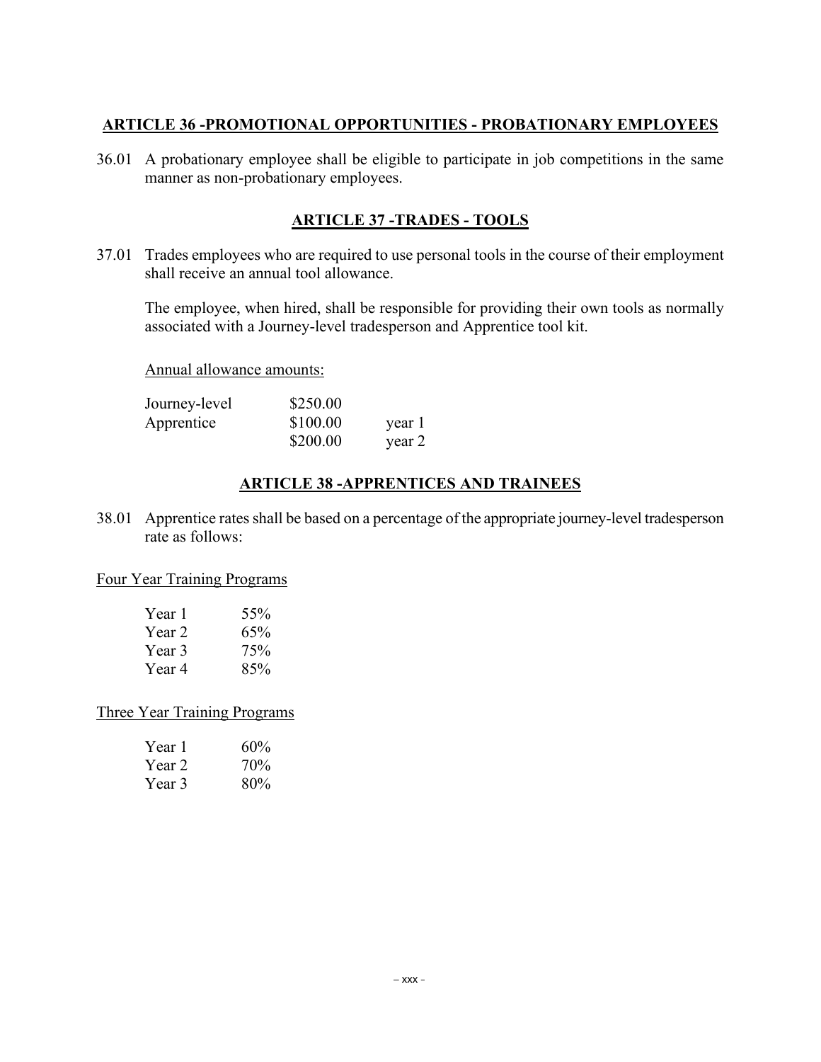## ARTICLE 36 -PROMOTIONAL OPPORTUNITIES - PROBATIONARY EMPLOYEES

36.01 A probationary employee shall be eligible to participate in job competitions in the same manner as non-probationary employees.

## ARTICLE 37 -TRADES - TOOLS

37.01 Trades employees who are required to use personal tools in the course of their employment shall receive an annual tool allowance.

The employee, when hired, shall be responsible for providing their own tools as normally associated with a Journey-level tradesperson and Apprentice tool kit.

Annual allowance amounts:

| | | |
|---|---|---|
| Journey-level | \$250.00 | |
| Apprentice | \$100.00 | year 1 |
| | \$200.00 | year 2 |

## ARTICLE 38 -APPRENTICES AND TRAINEES

38.01 Apprentice rates shall be based on a percentage of the appropriate journey-level tradesperson rate as follows:

Four Year Training Programs

| | |
|---|---|
| Year 1 | 55% |
| Year 2 | 65% |
| Year 3 | 75% |
| Year 4 | 85% |

Three Year Training Programs

| | |
|---|---|
| Year 1 | 60% |
| Year 2 | 70% |
| Year 3 | 80% |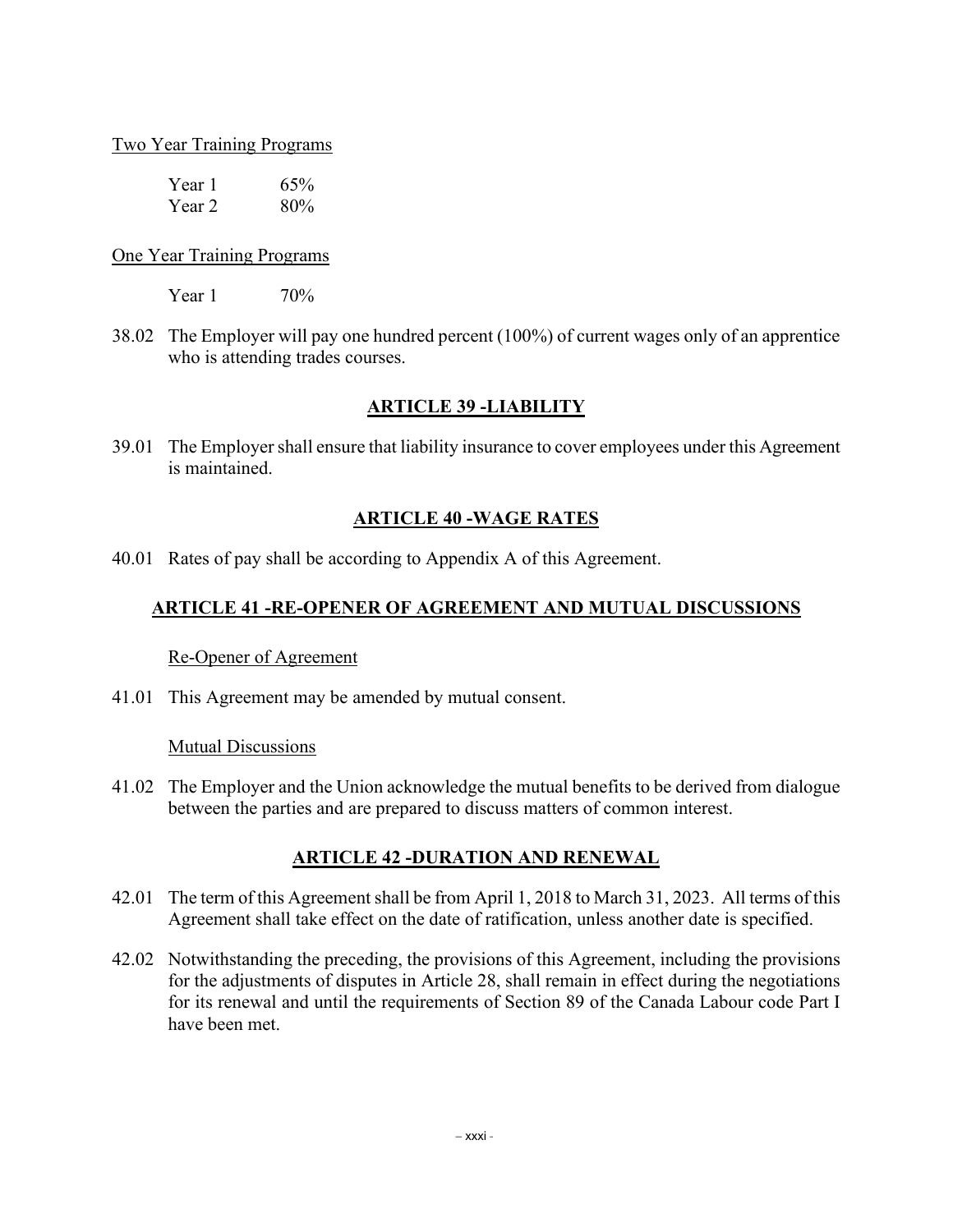Two Year Training Programs

| | |
|---|---|
| Year 1 | 65% |
| Year 2 | 80% |

One Year Training Programs

| | |
|---|---|
| Year 1 | 70% |

38.02 The Employer will pay one hundred percent (100%) of current wages only of an apprentice who is attending trades courses.

## ARTICLE 39 -LIABILITY

39.01 The Employer shall ensure that liability insurance to cover employees under this Agreement is maintained.

## ARTICLE 40 -WAGE RATES

40.01 Rates of pay shall be according to Appendix A of this Agreement.

## ARTICLE 41 -RE-OPENER OF AGREEMENT AND MUTUAL DISCUSSIONS

Re-Opener of Agreement

41.01 This Agreement may be amended by mutual consent.

Mutual Discussions

41.02 The Employer and the Union acknowledge the mutual benefits to be derived from dialogue between the parties and are prepared to discuss matters of common interest.

## ARTICLE 42 -DURATION AND RENEWAL

42.01 The term of this Agreement shall be from April 1, 2018 to March 31, 2023. All terms of this Agreement shall take effect on the date of ratification, unless another date is specified.

42.02 Notwithstanding the preceding, the provisions of this Agreement, including the provisions for the adjustments of disputes in Article 28, shall remain in effect during the negotiations for its renewal and until the requirements of Section 89 of the Canada Labour code Part I have been met.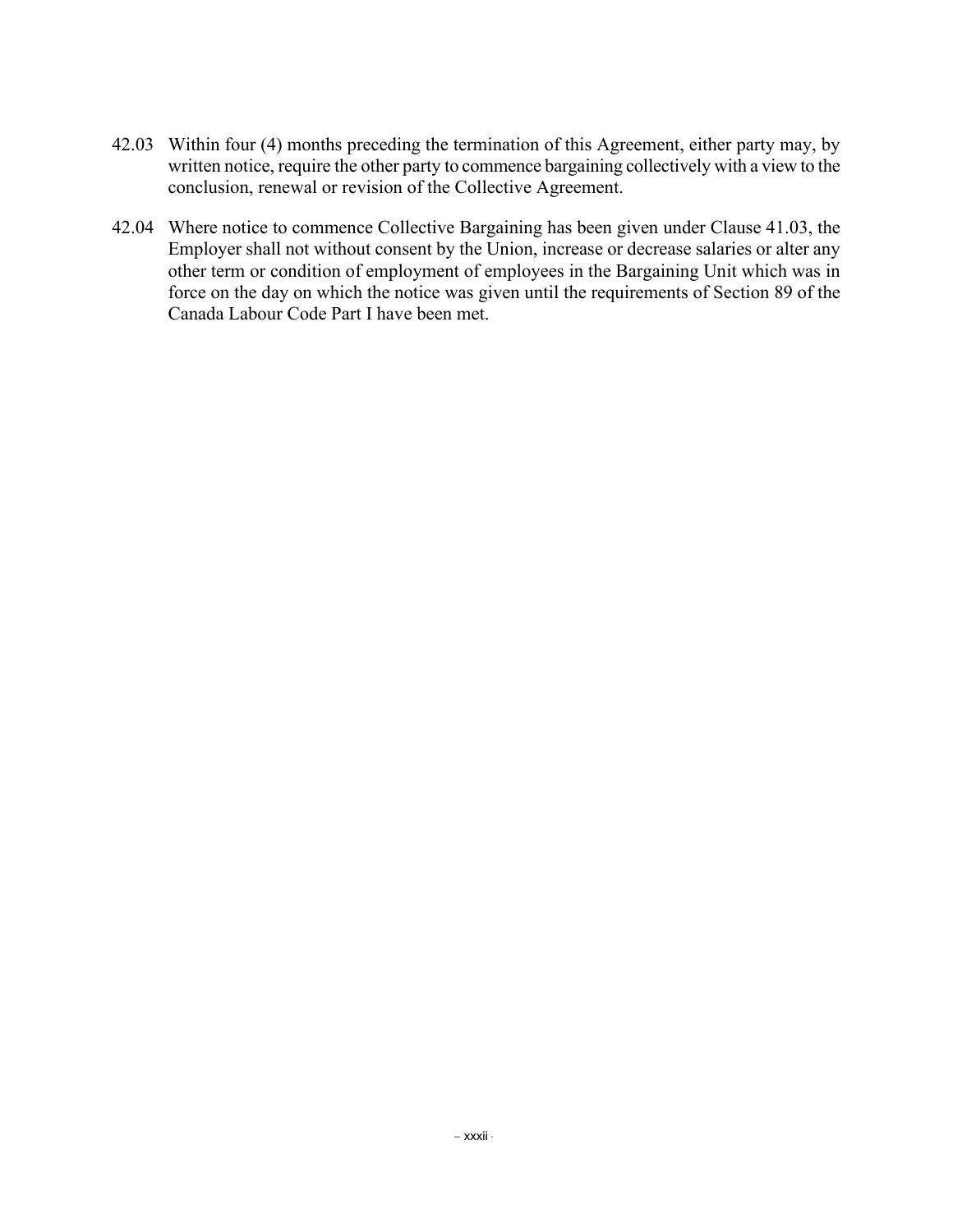42.03 Within four (4) months preceding the termination of this Agreement, either party may, by written notice, require the other party to commence bargaining collectively with a view to the conclusion, renewal or revision of the Collective Agreement.

42.04 Where notice to commence Collective Bargaining has been given under Clause 41.03, the Employer shall not without consent by the Union, increase or decrease salaries or alter any other term or condition of employment of employees in the Bargaining Unit which was in force on the day on which the notice was given until the requirements of Section 89 of the Canada Labour Code Part I have been met.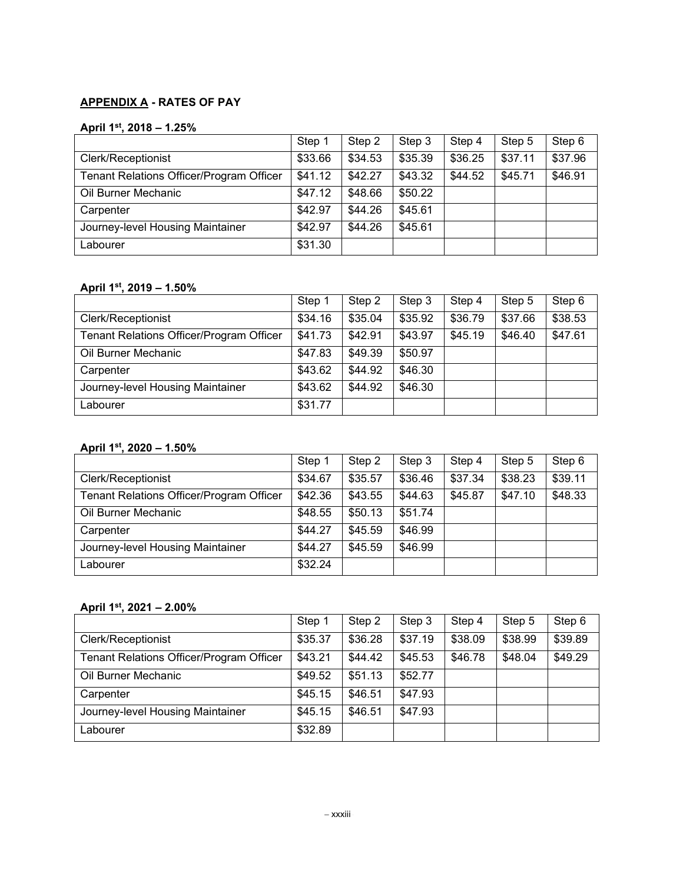## APPENDIX A - RATES OF PAY

### April 1st, 2018 – 1.25%

| | Step 1 | Step 2 | Step 3 | Step 4 | Step 5 | Step 6 |
|---|---|---|---|---|---|---|
| Clerk/Receptionist | $33.66 | $34.53 | $35.39 | $36.25 | $37.11 | $37.96 |
| Tenant Relations Officer/Program Officer | $41.12 | $42.27 | $43.32 | $44.52 | $45.71 | $46.91 |
| Oil Burner Mechanic | $47.12 | $48.66 | $50.22 | | | |
| Carpenter | $42.97 | $44.26 | $45.61 | | | |
| Journey-level Housing Maintainer | $42.97 | $44.26 | $45.61 | | | |
| Labourer | $31.30 | | | | | |

### April 1st, 2019 – 1.50%

| | Step 1 | Step 2 | Step 3 | Step 4 | Step 5 | Step 6 |
|---|---|---|---|---|---|---|
| Clerk/Receptionist | $34.16 | $35.04 | $35.92 | $36.79 | $37.66 | $38.53 |
| Tenant Relations Officer/Program Officer | $41.73 | $42.91 | $43.97 | $45.19 | $46.40 | $47.61 |
| Oil Burner Mechanic | $47.83 | $49.39 | $50.97 | | | |
| Carpenter | $43.62 | $44.92 | $46.30 | | | |
| Journey-level Housing Maintainer | $43.62 | $44.92 | $46.30 | | | |
| Labourer | $31.77 | | | | | |

### April 1st, 2020 – 1.50%

| | Step 1 | Step 2 | Step 3 | Step 4 | Step 5 | Step 6 |
|---|---|---|---|---|---|---|
| Clerk/Receptionist | $34.67 | $35.57 | $36.46 | $37.34 | $38.23 | $39.11 |
| Tenant Relations Officer/Program Officer | $42.36 | $43.55 | $44.63 | $45.87 | $47.10 | $48.33 |
| Oil Burner Mechanic | $48.55 | $50.13 | $51.74 | | | |
| Carpenter | $44.27 | $45.59 | $46.99 | | | |
| Journey-level Housing Maintainer | $44.27 | $45.59 | $46.99 | | | |
| Labourer | $32.24 | | | | | |

### April 1st, 2021 – 2.00%

| | Step 1 | Step 2 | Step 3 | Step 4 | Step 5 | Step 6 |
|---|---|---|---|---|---|---|
| Clerk/Receptionist | $35.37 | $36.28 | $37.19 | $38.09 | $38.99 | $39.89 |
| Tenant Relations Officer/Program Officer | $43.21 | $44.42 | $45.53 | $46.78 | $48.04 | $49.29 |
| Oil Burner Mechanic | $49.52 | $51.13 | $52.77 | | | |
| Carpenter | $45.15 | $46.51 | $47.93 | | | |
| Journey-level Housing Maintainer | $45.15 | $46.51 | $47.93 | | | |
| Labourer | $32.89 | | | | | |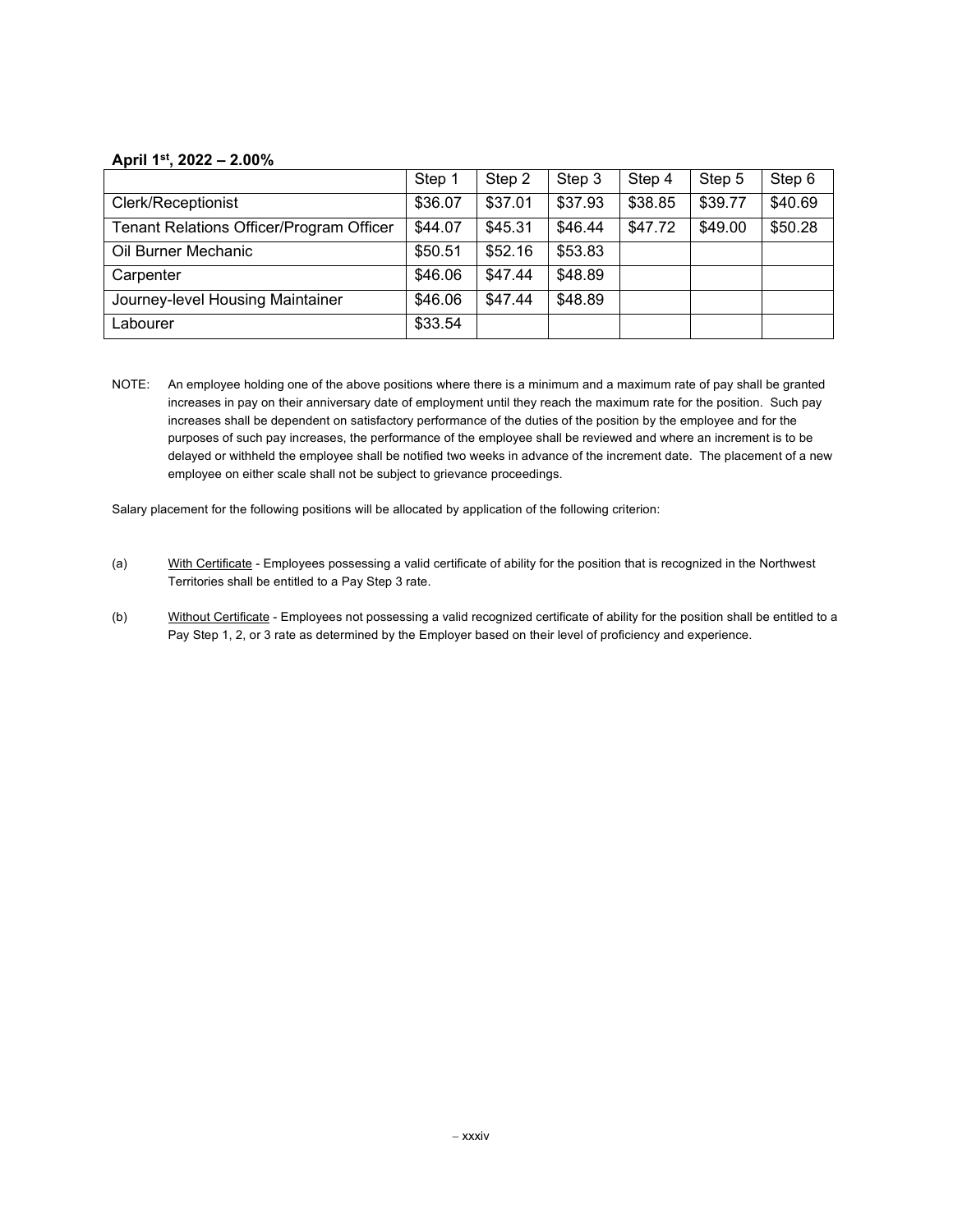**April 1st, 2022 – 2.00%**

| | Step 1 | Step 2 | Step 3 | Step 4 | Step 5 | Step 6 |
|---|---|---|---|---|---|---|
| Clerk/Receptionist | $36.07 | $37.01 | $37.93 | $38.85 | $39.77 | $40.69 |
| Tenant Relations Officer/Program Officer | $44.07 | $45.31 | $46.44 | $47.72 | $49.00 | $50.28 |
| Oil Burner Mechanic | $50.51 | $52.16 | $53.83 | | | |
| Carpenter | $46.06 | $47.44 | $48.89 | | | |
| Journey-level Housing Maintainer | $46.06 | $47.44 | $48.89 | | | |
| Labourer | $33.54 | | | | | |

NOTE: An employee holding one of the above positions where there is a minimum and a maximum rate of pay shall be granted increases in pay on their anniversary date of employment until they reach the maximum rate for the position. Such pay increases shall be dependent on satisfactory performance of the duties of the position by the employee and for the purposes of such pay increases, the performance of the employee shall be reviewed and where an increment is to be delayed or withheld the employee shall be notified two weeks in advance of the increment date. The placement of a new employee on either scale shall not be subject to grievance proceedings.

Salary placement for the following positions will be allocated by application of the following criterion:

(a) With Certificate - Employees possessing a valid certificate of ability for the position that is recognized in the Northwest Territories shall be entitled to a Pay Step 3 rate.

(b) Without Certificate - Employees not possessing a valid recognized certificate of ability for the position shall be entitled to a Pay Step 1, 2, or 3 rate as determined by the Employer based on their level of proficiency and experience.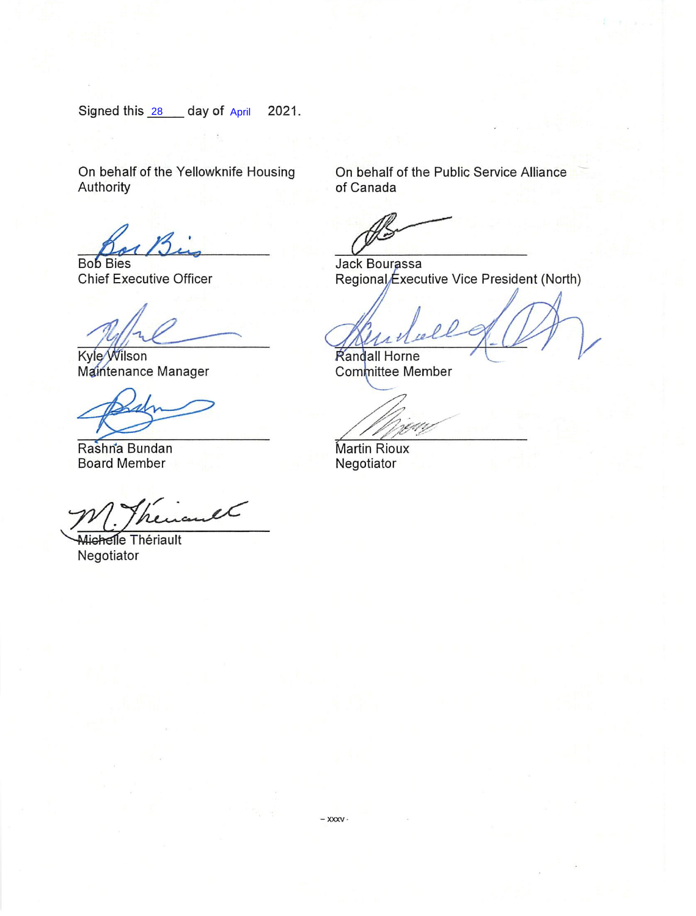Signed this 28 day of April 2021.

On behalf of the Yellowknife Housing Authority

Bob Bies
Chief Executive Officer

Kyle Wilson
Maintenance Manager

Rashna Bundan
Board Member

Michelle Thériault
Negotiator

On behalf of the Public Service Alliance of Canada

Jack Bourassa
Regional Executive Vice President (North)

Randall Horne
Committee Member

Martin Rioux
Negotiator